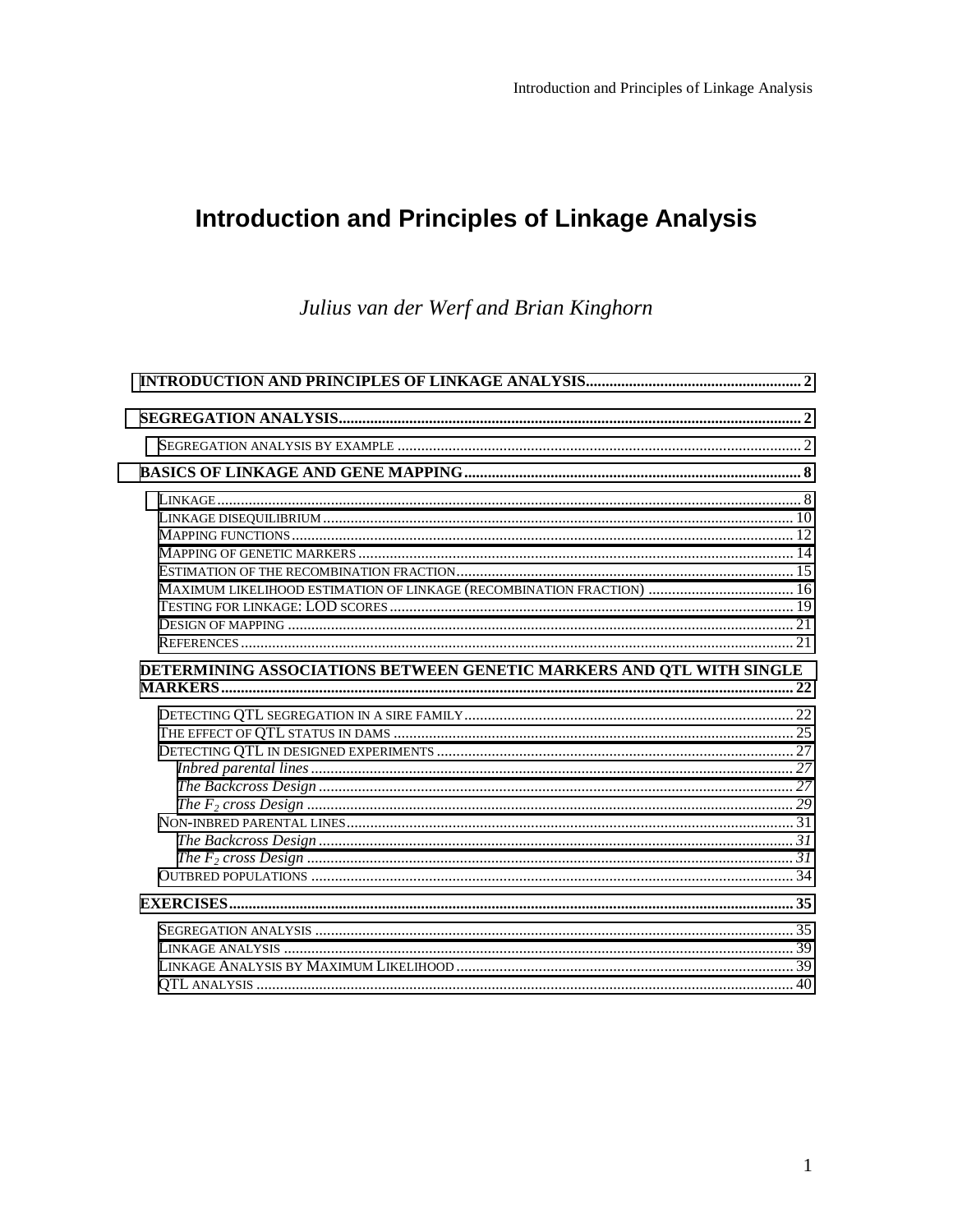# Introduction and Principles of Linkage Analysis

*Julius van der Werf and Brian Kinghorn*

**INTRODUCTION AND PRINCIPLES OF LINKAGE ANALYSIS** ...................... 2

**SEGREGATION ANALYSIS** ...................... 2

- SEGREGATION ANALYSIS BY EXAMPLE ...................... 2

**BASICS OF LINKAGE AND GENE MAPPING** ...................... 8

- LINKAGE ...................... 8
- LINKAGE DISEQUILIBRIUM ...................... 10
- MAPPING FUNCTIONS ...................... 12
- MAPPING OF GENETIC MARKERS ...................... 14
- ESTIMATION OF THE RECOMBINATION FRACTION ...................... 15
- MAXIMUM LIKELIHOOD ESTIMATION OF LINKAGE (RECOMBINATION FRACTION) ...................... 16
- TESTING FOR LINKAGE: LOD SCORES ...................... 19
- DESIGN OF MAPPING ...................... 21
- REFERENCES ...................... 21

**DETERMINING ASSOCIATIONS BETWEEN GENETIC MARKERS AND QTL WITH SINGLE MARKERS** ...................... 22

- DETECTING QTL SEGREGATION IN A SIRE FAMILY ...................... 22
- THE EFFECT OF QTL STATUS IN DAMS ...................... 25
- DETECTING QTL IN DESIGNED EXPERIMENTS ...................... 27
  - *Inbred parental lines* ...................... 27
  - *The Backcross Design* ...................... 27
  - *The $F_2$ cross Design* ...................... 29
- NON-INBRED PARENTAL LINES ...................... 31
  - *The Backcross Design* ...................... 31
  - *The $F_2$ cross Design* ...................... 31
- OUTBRED POPULATIONS ...................... 34

**EXERCISES** ...................... 35

- SEGREGATION ANALYSIS ...................... 35
- LINKAGE ANALYSIS ...................... 39
- LINKAGE ANALYSIS BY MAXIMUM LIKELIHOOD ...................... 39
- QTL ANALYSIS ...................... 40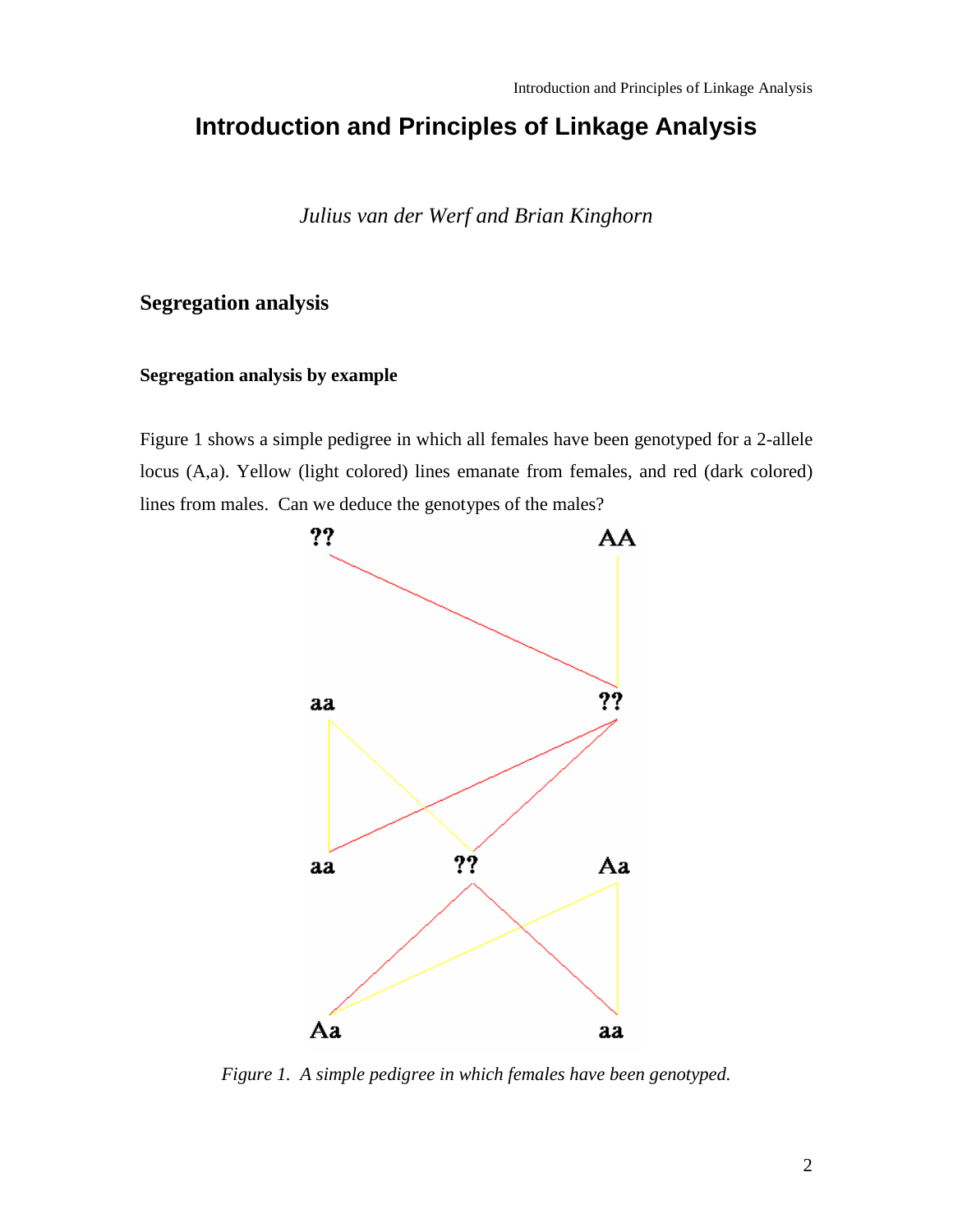# Introduction and Principles of Linkage Analysis

*Julius van der Werf and Brian Kinghorn*

## Segregation analysis

### Segregation analysis by example

Figure 1 shows a simple pedigree in which all females have been genotyped for a 2-allele locus (A,a). Yellow (light colored) lines emanate from females, and red (dark colored) lines from males. Can we deduce the genotypes of the males?

*Figure 1. A simple pedigree in which females have been genotyped.*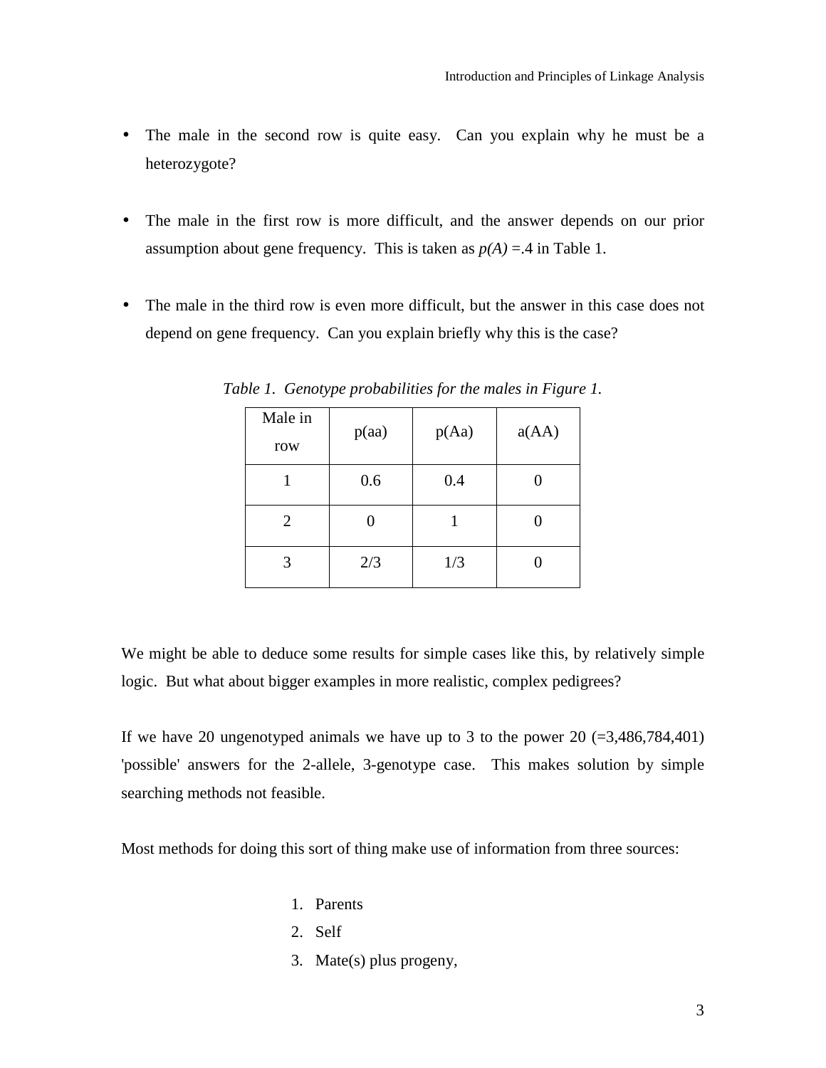- The male in the second row is quite easy. Can you explain why he must be a heterozygote?

- The male in the first row is more difficult, and the answer depends on our prior assumption about gene frequency. This is taken as *p(A)* =.4 in Table 1.

- The male in the third row is even more difficult, but the answer in this case does not depend on gene frequency. Can you explain briefly why this is the case?

*Table 1. Genotype probabilities for the males in Figure 1.*

| Male in row | p(aa) | p(Aa) | a(AA) |
|---|---|---|---|
| 1 | 0.6 | 0.4 | 0 |
| 2 | 0 | 1 | 0 |
| 3 | 2/3 | 1/3 | 0 |

We might be able to deduce some results for simple cases like this, by relatively simple logic. But what about bigger examples in more realistic, complex pedigrees?

If we have 20 ungenotyped animals we have up to 3 to the power 20 (=3,486,784,401) 'possible' answers for the 2-allele, 3-genotype case. This makes solution by simple searching methods not feasible.

Most methods for doing this sort of thing make use of information from three sources:

1. Parents
2. Self
3. Mate(s) plus progeny,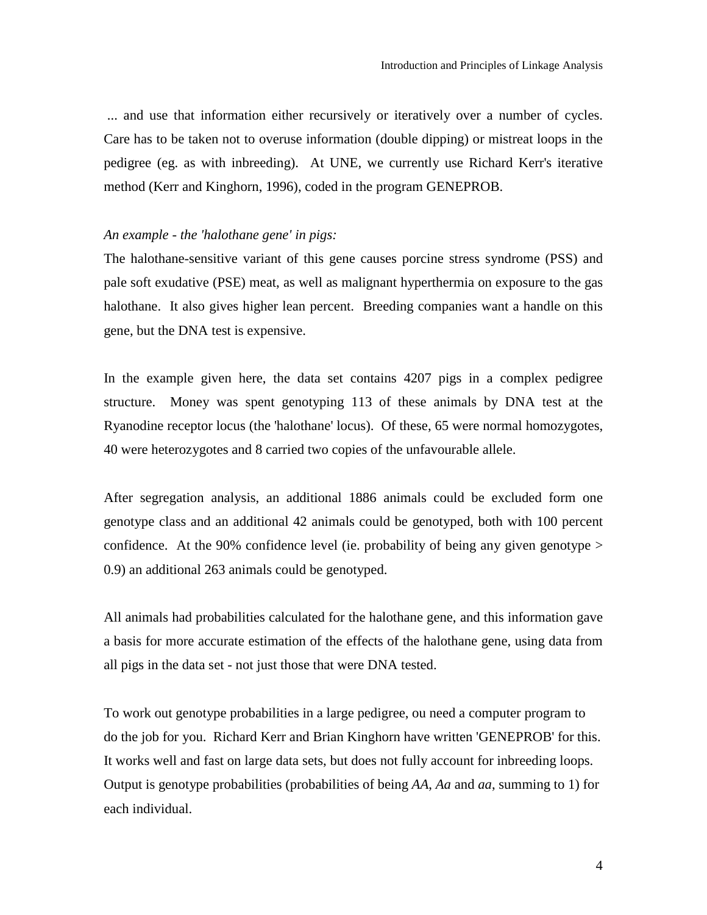... and use that information either recursively or iteratively over a number of cycles. Care has to be taken not to overuse information (double dipping) or mistreat loops in the pedigree (eg. as with inbreeding). At UNE, we currently use Richard Kerr's iterative method (Kerr and Kinghorn, 1996), coded in the program GENEPROB.

*An example - the 'halothane gene' in pigs:*

The halothane-sensitive variant of this gene causes porcine stress syndrome (PSS) and pale soft exudative (PSE) meat, as well as malignant hyperthermia on exposure to the gas halothane. It also gives higher lean percent. Breeding companies want a handle on this gene, but the DNA test is expensive.

In the example given here, the data set contains 4207 pigs in a complex pedigree structure. Money was spent genotyping 113 of these animals by DNA test at the Ryanodine receptor locus (the 'halothane' locus). Of these, 65 were normal homozygotes, 40 were heterozygotes and 8 carried two copies of the unfavourable allele.

After segregation analysis, an additional 1886 animals could be excluded form one genotype class and an additional 42 animals could be genotyped, both with 100 percent confidence. At the 90% confidence level (ie. probability of being any given genotype > 0.9) an additional 263 animals could be genotyped.

All animals had probabilities calculated for the halothane gene, and this information gave a basis for more accurate estimation of the effects of the halothane gene, using data from all pigs in the data set - not just those that were DNA tested.

To work out genotype probabilities in a large pedigree, ou need a computer program to do the job for you. Richard Kerr and Brian Kinghorn have written 'GENEPROB' for this. It works well and fast on large data sets, but does not fully account for inbreeding loops. Output is genotype probabilities (probabilities of being *AA*, *Aa* and *aa*, summing to 1) for each individual.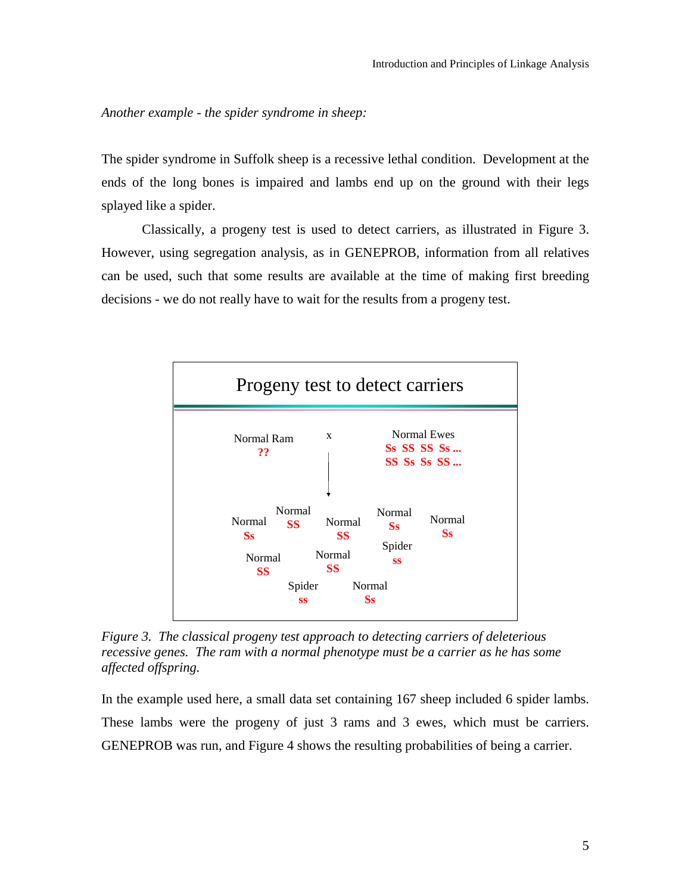*Another example - the spider syndrome in sheep:*

The spider syndrome in Suffolk sheep is a recessive lethal condition. Development at the ends of the long bones is impaired and lambs end up on the ground with their legs splayed like a spider.

Classically, a progeny test is used to detect carriers, as illustrated in Figure 3. However, using segregation analysis, as in GENEPROB, information from all relatives can be used, such that some results are available at the time of making first breeding decisions - we do not really have to wait for the results from a progeny test.

**Progeny test to detect carriers**

Normal Ram
??

x

Normal Ewes
Ss SS SS Ss ...
SS Ss Ss SS ...

Normal Ss — Normal SS — Normal SS — Normal Ss — Normal Ss

Normal SS — Normal SS — Spider ss

Spider ss — Normal Ss

*Figure 3. The classical progeny test approach to detecting carriers of deleterious recessive genes. The ram with a normal phenotype must be a carrier as he has some affected offspring.*

In the example used here, a small data set containing 167 sheep included 6 spider lambs. These lambs were the progeny of just 3 rams and 3 ewes, which must be carriers. GENEPROB was run, and Figure 4 shows the resulting probabilities of being a carrier.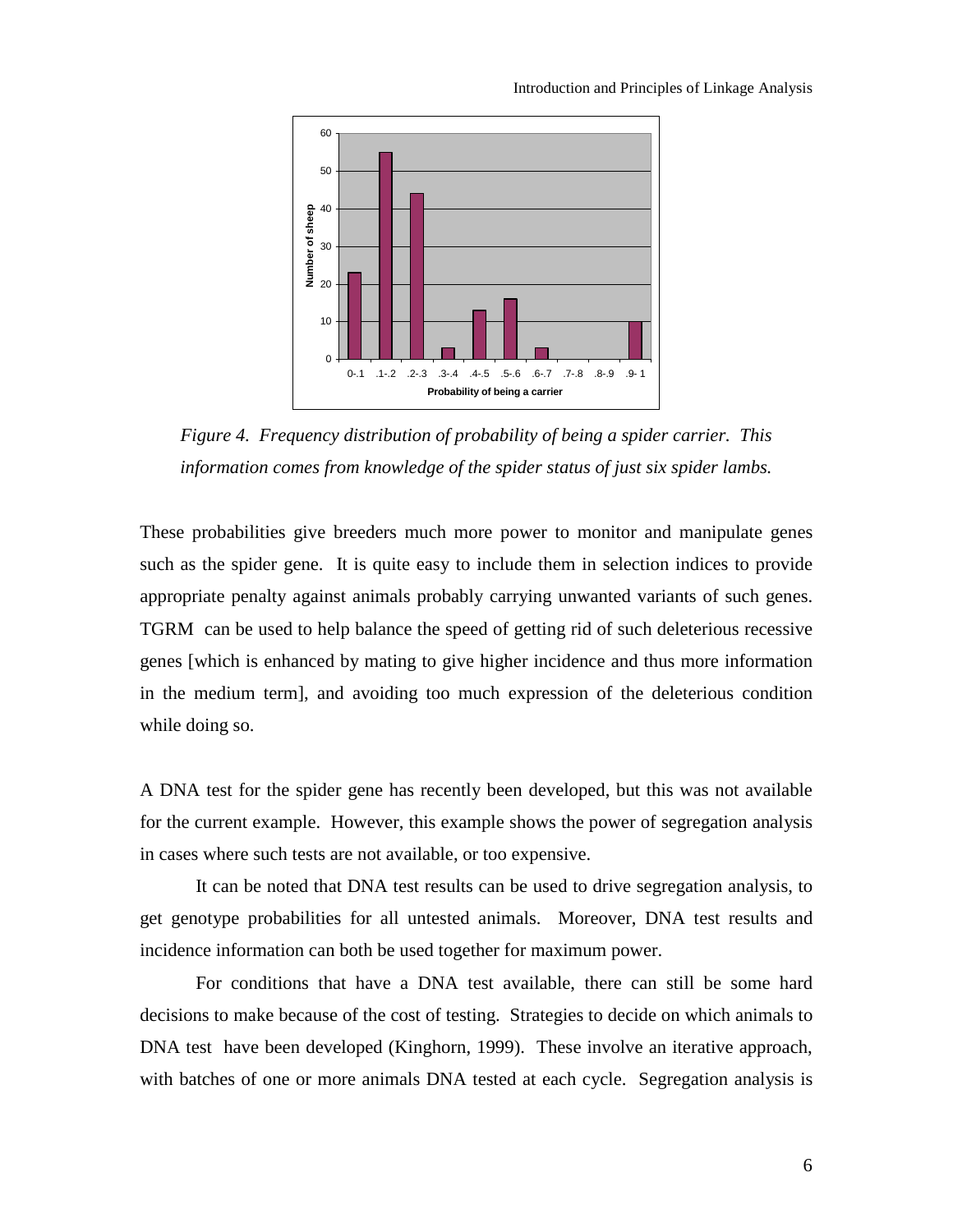*Figure 4. Frequency distribution of probability of being a spider carrier. This information comes from knowledge of the spider status of just six spider lambs.*

These probabilities give breeders much more power to monitor and manipulate genes such as the spider gene. It is quite easy to include them in selection indices to provide appropriate penalty against animals probably carrying unwanted variants of such genes. TGRM can be used to help balance the speed of getting rid of such deleterious recessive genes [which is enhanced by mating to give higher incidence and thus more information in the medium term], and avoiding too much expression of the deleterious condition while doing so.

A DNA test for the spider gene has recently been developed, but this was not available for the current example. However, this example shows the power of segregation analysis in cases where such tests are not available, or too expensive.

It can be noted that DNA test results can be used to drive segregation analysis, to get genotype probabilities for all untested animals. Moreover, DNA test results and incidence information can both be used together for maximum power.

For conditions that have a DNA test available, there can still be some hard decisions to make because of the cost of testing. Strategies to decide on which animals to DNA test have been developed (Kinghorn, 1999). These involve an iterative approach, with batches of one or more animals DNA tested at each cycle. Segregation analysis is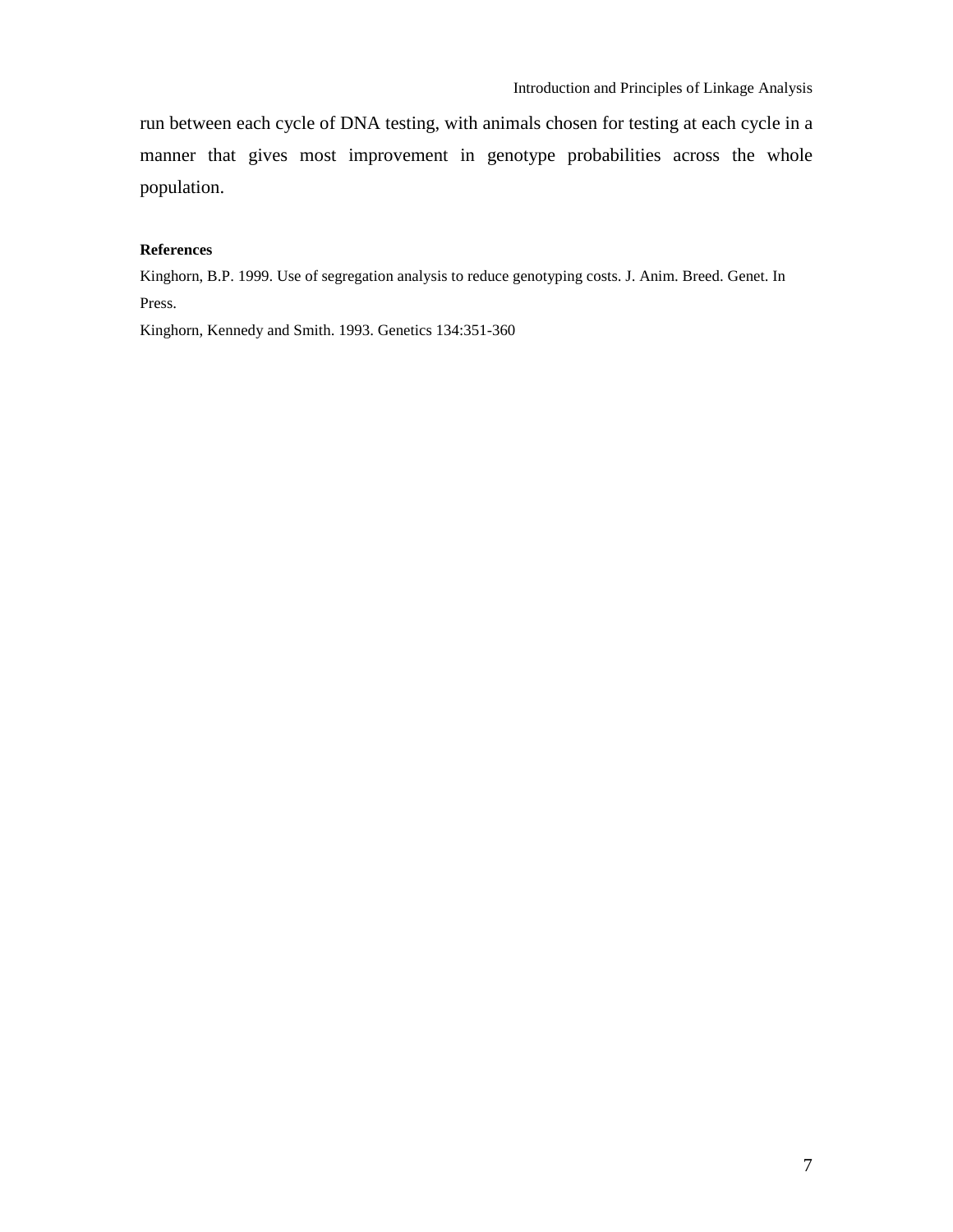run between each cycle of DNA testing, with animals chosen for testing at each cycle in a manner that gives most improvement in genotype probabilities across the whole population.

**References**

Kinghorn, B.P. 1999. Use of segregation analysis to reduce genotyping costs. J. Anim. Breed. Genet. In Press.

Kinghorn, Kennedy and Smith. 1993. Genetics 134:351-360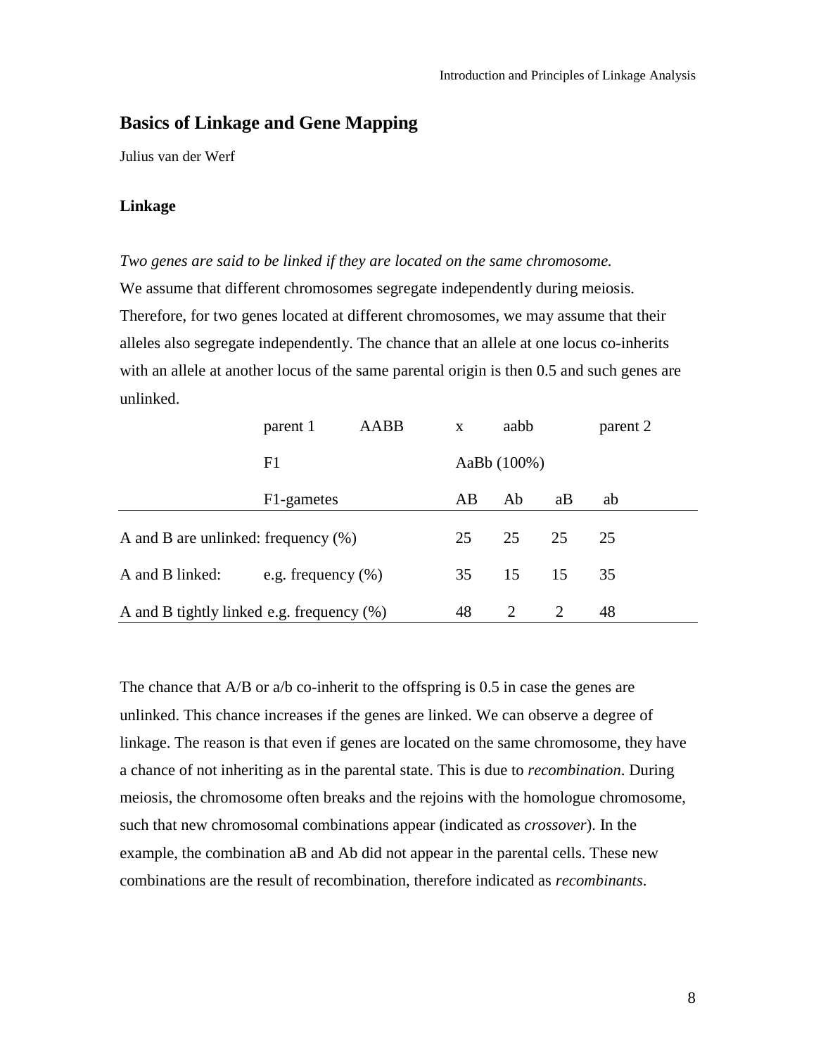## Basics of Linkage and Gene Mapping

Julius van der Werf

### Linkage

*Two genes are said to be linked if they are located on the same chromosome.*
We assume that different chromosomes segregate independently during meiosis. Therefore, for two genes located at different chromosomes, we may assume that their alleles also segregate independently. The chance that an allele at one locus co-inherits with an allele at another locus of the same parental origin is then 0.5 and such genes are unlinked.

| | parent 1 | AABB | x | aabb | | parent 2 |
|---|---|---|---|---|---|---|
| | F1 | | AaBb (100%) | | | |
| | F1-gametes | | AB | Ab | aB | ab |
| A and B are unlinked: frequency (%) | | | 25 | 25 | 25 | 25 |
| A and B linked: | e.g. frequency (%) | | 35 | 15 | 15 | 35 |
| A and B tightly linked | e.g. frequency (%) | | 48 | 2 | 2 | 48 |

The chance that A/B or a/b co-inherit to the offspring is 0.5 in case the genes are unlinked. This chance increases if the genes are linked. We can observe a degree of linkage. The reason is that even if genes are located on the same chromosome, they have a chance of not inheriting as in the parental state. This is due to *recombination*. During meiosis, the chromosome often breaks and the rejoins with the homologue chromosome, such that new chromosomal combinations appear (indicated as *crossover*). In the example, the combination aB and Ab did not appear in the parental cells. These new combinations are the result of recombination, therefore indicated as *recombinants*.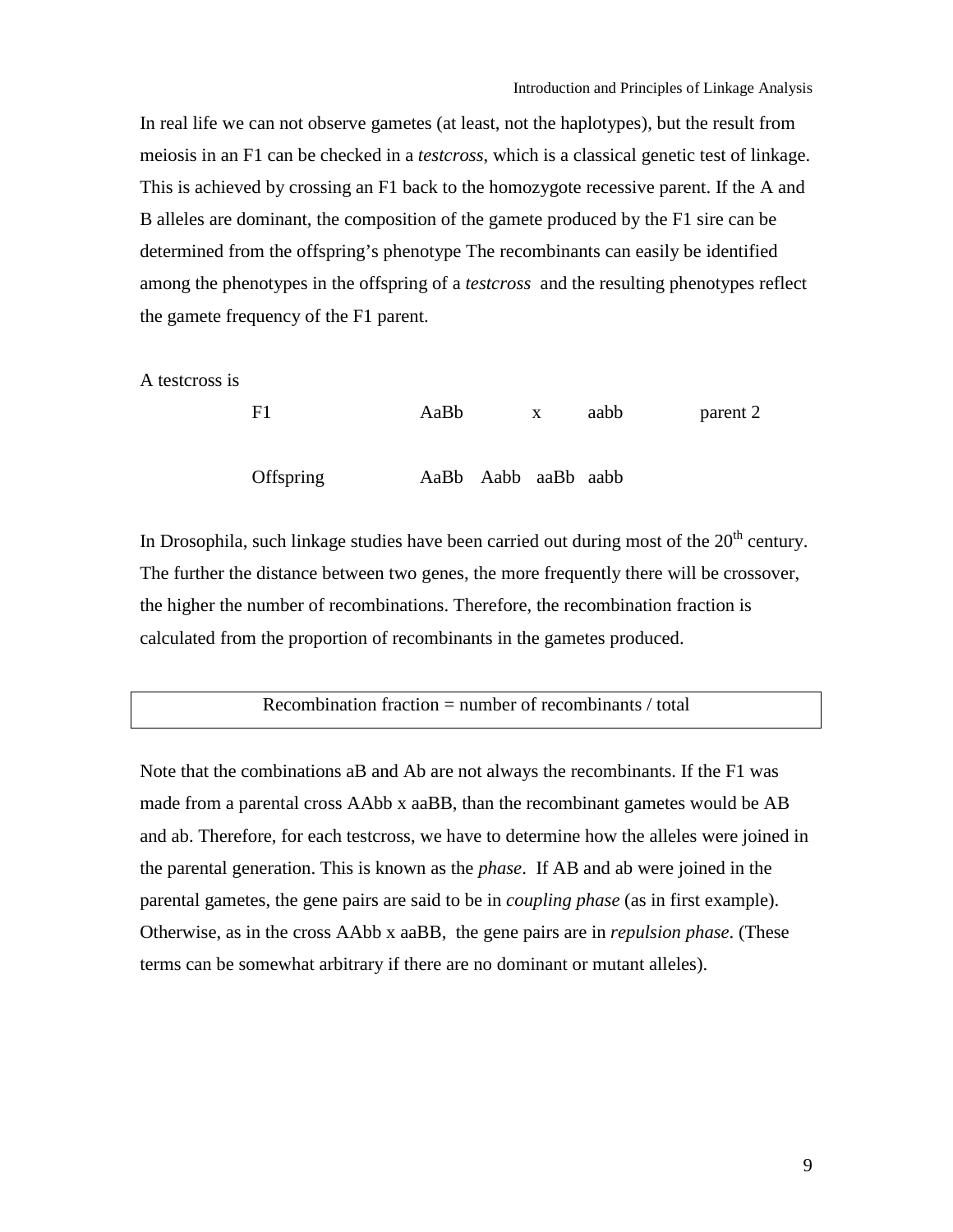In real life we can not observe gametes (at least, not the haplotypes), but the result from meiosis in an F1 can be checked in a *testcross*, which is a classical genetic test of linkage. This is achieved by crossing an F1 back to the homozygote recessive parent. If the A and B alleles are dominant, the composition of the gamete produced by the F1 sire can be determined from the offspring's phenotype The recombinants can easily be identified among the phenotypes in the offspring of a *testcross* and the resulting phenotypes reflect the gamete frequency of the F1 parent.

A testcross is

| | | | | |
|---|---|---|---|---|
| F1 | AaBb | x | aabb | parent 2 |
| Offspring | AaBb Aabb aaBb aabb | | | |

In Drosophila, such linkage studies have been carried out during most of the 20th century. The further the distance between two genes, the more frequently there will be crossover, the higher the number of recombinations. Therefore, the recombination fraction is calculated from the proportion of recombinants in the gametes produced.

| Recombination fraction = number of recombinants / total |
|---|

Note that the combinations aB and Ab are not always the recombinants. If the F1 was made from a parental cross AAbb x aaBB, than the recombinant gametes would be AB and ab. Therefore, for each testcross, we have to determine how the alleles were joined in the parental generation. This is known as the *phase*. If AB and ab were joined in the parental gametes, the gene pairs are said to be in *coupling phase* (as in first example). Otherwise, as in the cross AAbb x aaBB, the gene pairs are in *repulsion phase*. (These terms can be somewhat arbitrary if there are no dominant or mutant alleles).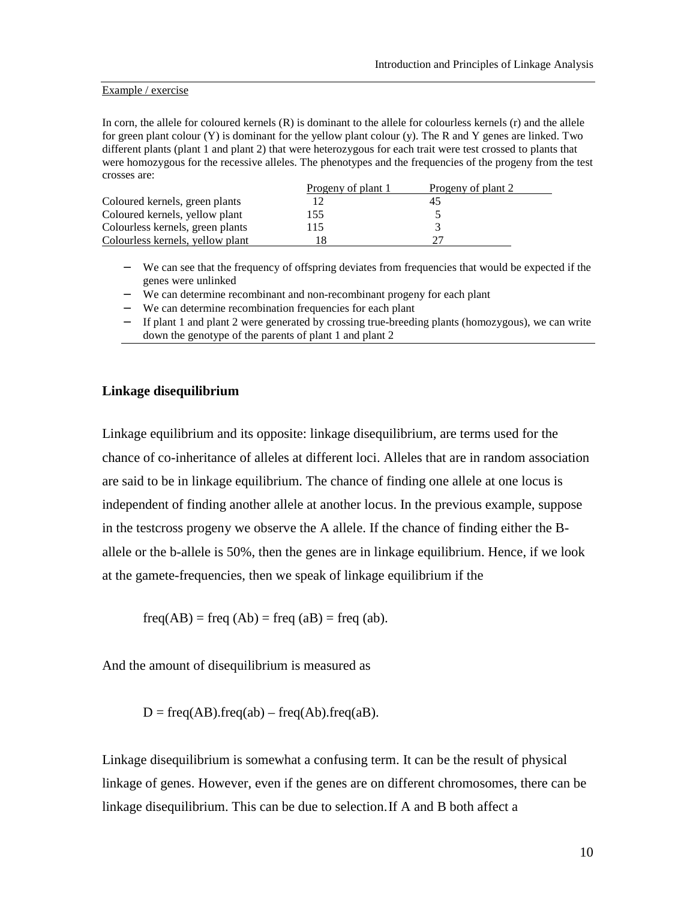Example / exercise

In corn, the allele for coloured kernels (R) is dominant to the allele for colourless kernels (r) and the allele for green plant colour (Y) is dominant for the yellow plant colour (y). The R and Y genes are linked. Two different plants (plant 1 and plant 2) that were heterozygous for each trait were test crossed to plants that were homozygous for the recessive alleles. The phenotypes and the frequencies of the progeny from the test crosses are:

| | Progeny of plant 1 | Progeny of plant 2 |
|---|---|---|
| Coloured kernels, green plants | 12 | 45 |
| Coloured kernels, yellow plant | 155 | 5 |
| Colourless kernels, green plants | 115 | 3 |
| Colourless kernels, yellow plant | 18 | 27 |

- We can see that the frequency of offspring deviates from frequencies that would be expected if the genes were unlinked
- We can determine recombinant and non-recombinant progeny for each plant
- We can determine recombination frequencies for each plant
- If plant 1 and plant 2 were generated by crossing true-breeding plants (homozygous), we can write down the genotype of the parents of plant 1 and plant 2

## Linkage disequilibrium

Linkage equilibrium and its opposite: linkage disequilibrium, are terms used for the chance of co-inheritance of alleles at different loci. Alleles that are in random association are said to be in linkage equilibrium. The chance of finding one allele at one locus is independent of finding another allele at another locus. In the previous example, suppose in the testcross progeny we observe the A allele. If the chance of finding either the B-allele or the b-allele is 50%, then the genes are in linkage equilibrium. Hence, if we look at the gamete-frequencies, then we speak of linkage equilibrium if the

$$\text{freq}(AB) = \text{freq}(Ab) = \text{freq}(aB) = \text{freq}(ab).$$

And the amount of disequilibrium is measured as

$$D = \text{freq}(AB).\text{freq}(ab) - \text{freq}(Ab).\text{freq}(aB).$$

Linkage disequilibrium is somewhat a confusing term. It can be the result of physical linkage of genes. However, even if the genes are on different chromosomes, there can be linkage disequilibrium. This can be due to selection. If A and B both affect a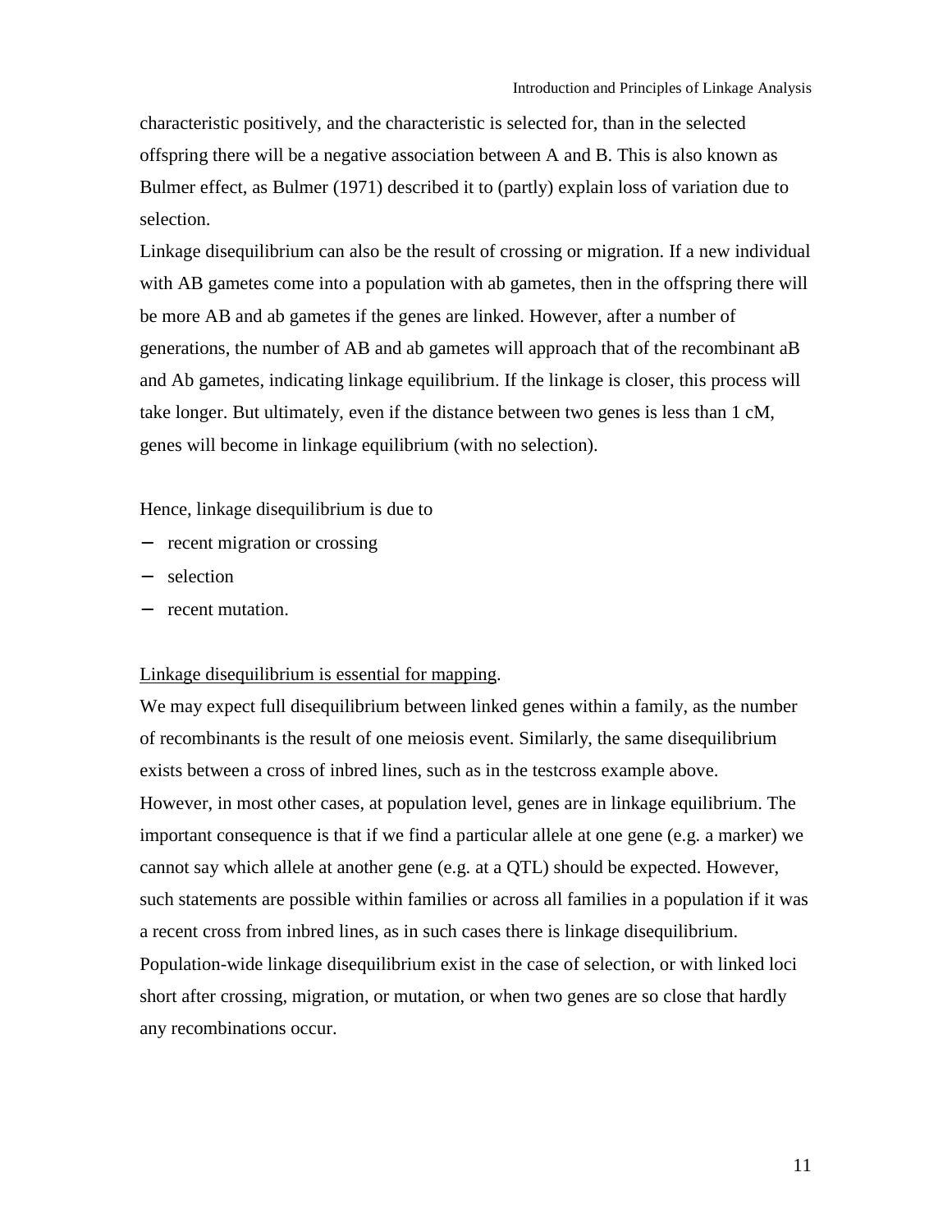characteristic positively, and the characteristic is selected for, than in the selected offspring there will be a negative association between A and B. This is also known as Bulmer effect, as Bulmer (1971) described it to (partly) explain loss of variation due to selection.

Linkage disequilibrium can also be the result of crossing or migration. If a new individual with AB gametes come into a population with ab gametes, then in the offspring there will be more AB and ab gametes if the genes are linked. However, after a number of generations, the number of AB and ab gametes will approach that of the recombinant aB and Ab gametes, indicating linkage equilibrium. If the linkage is closer, this process will take longer. But ultimately, even if the distance between two genes is less than 1 cM, genes will become in linkage equilibrium (with no selection).

Hence, linkage disequilibrium is due to

- recent migration or crossing
- selection
- recent mutation.

<u>Linkage disequilibrium is essential for mapping</u>.

We may expect full disequilibrium between linked genes within a family, as the number of recombinants is the result of one meiosis event. Similarly, the same disequilibrium exists between a cross of inbred lines, such as in the testcross example above.

However, in most other cases, at population level, genes are in linkage equilibrium. The important consequence is that if we find a particular allele at one gene (e.g. a marker) we cannot say which allele at another gene (e.g. at a QTL) should be expected. However, such statements are possible within families or across all families in a population if it was a recent cross from inbred lines, as in such cases there is linkage disequilibrium.

Population-wide linkage disequilibrium exist in the case of selection, or with linked loci short after crossing, migration, or mutation, or when two genes are so close that hardly any recombinations occur.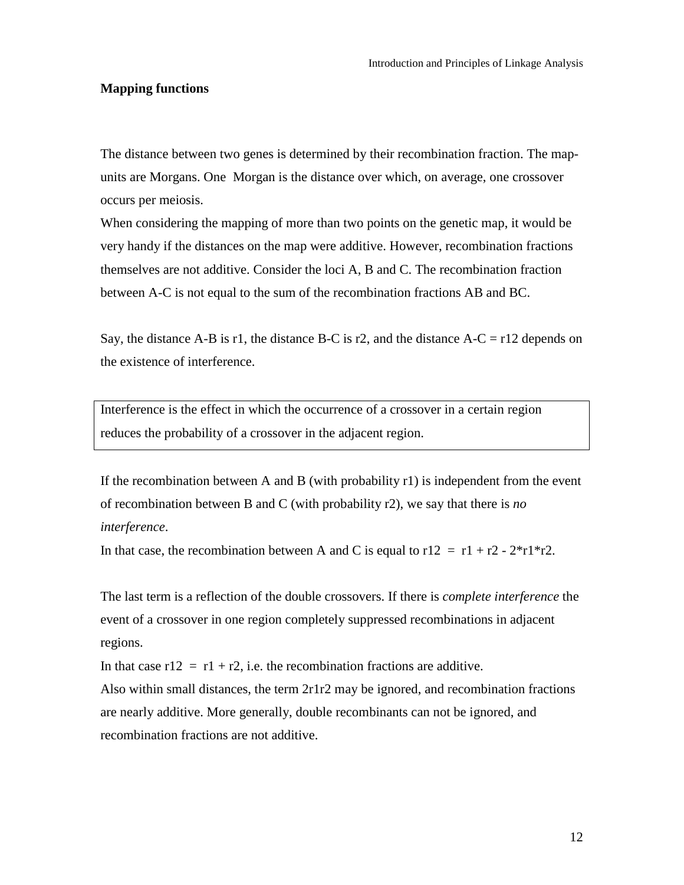## Mapping functions

The distance between two genes is determined by their recombination fraction. The map-units are Morgans. One Morgan is the distance over which, on average, one crossover occurs per meiosis.

When considering the mapping of more than two points on the genetic map, it would be very handy if the distances on the map were additive. However, recombination fractions themselves are not additive. Consider the loci A, B and C. The recombination fraction between A-C is not equal to the sum of the recombination fractions AB and BC.

Say, the distance A-B is $r1$, the distance B-C is $r2$, and the distance A-C = $r12$ depends on the existence of interference.

> Interference is the effect in which the occurrence of a crossover in a certain region reduces the probability of a crossover in the adjacent region.

If the recombination between A and B (with probability $r1$) is independent from the event of recombination between B and C (with probability $r2$), we say that there is *no interference*.

In that case, the recombination between A and C is equal to $r12 = r1 + r2 - 2 * r1 * r2$.

The last term is a reflection of the double crossovers. If there is *complete interference* the event of a crossover in one region completely suppressed recombinations in adjacent regions.

In that case $r12 = r1 + r2$, i.e. the recombination fractions are additive.

Also within small distances, the term $2r1r2$ may be ignored, and recombination fractions are nearly additive. More generally, double recombinants can not be ignored, and recombination fractions are not additive.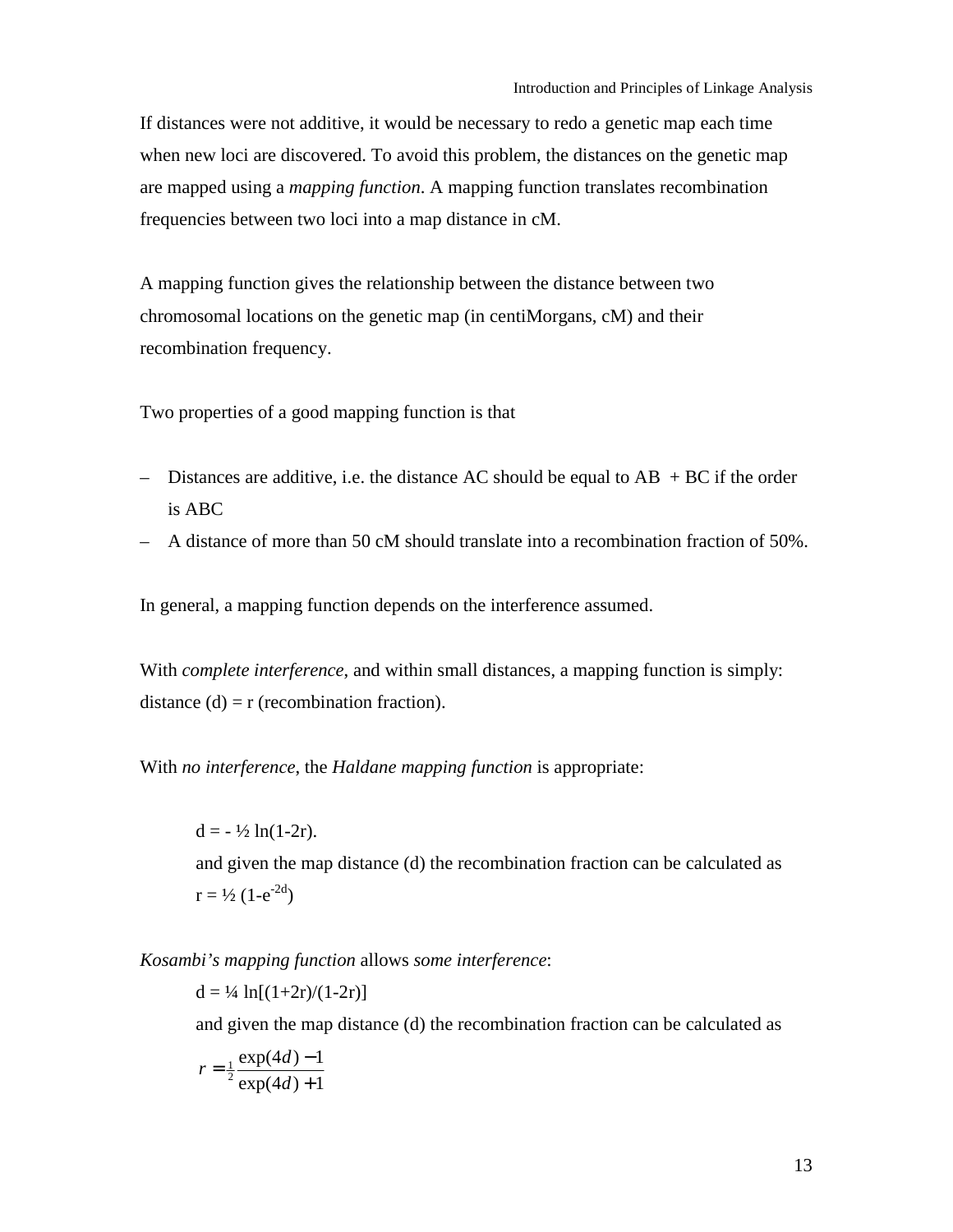If distances were not additive, it would be necessary to redo a genetic map each time when new loci are discovered. To avoid this problem, the distances on the genetic map are mapped using a *mapping function*. A mapping function translates recombination frequencies between two loci into a map distance in cM.

A mapping function gives the relationship between the distance between two chromosomal locations on the genetic map (in centiMorgans, cM) and their recombination frequency.

Two properties of a good mapping function is that

- Distances are additive, i.e. the distance AC should be equal to AB + BC if the order is ABC
- A distance of more than 50 cM should translate into a recombination fraction of 50%.

In general, a mapping function depends on the interference assumed.

With *complete interference*, and within small distances, a mapping function is simply: distance (d) = r (recombination fraction).

With *no interference*, the *Haldane mapping function* is appropriate:

$$d = -\tfrac{1}{2}\ln(1-2r).$$

and given the map distance (d) the recombination fraction can be calculated as

$$r = \tfrac{1}{2}(1-e^{-2d})$$

*Kosambi's mapping function* allows *some interference*:

$$d = \tfrac{1}{4}\ln[(1+2r)/(1-2r)]$$

and given the map distance (d) the recombination fraction can be calculated as

$$r = \tfrac{1}{2}\frac{\exp(4d)-1}{\exp(4d)+1}$$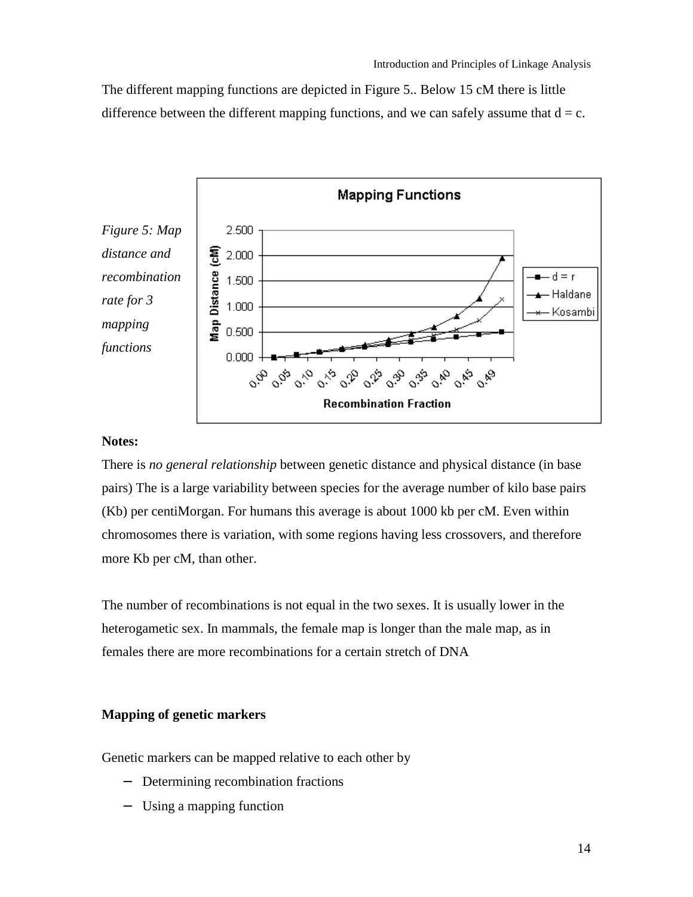The different mapping functions are depicted in Figure 5.. Below 15 cM there is little difference between the different mapping functions, and we can safely assume that $d = c$.

*Figure 5: Map distance and recombination rate for 3 mapping functions*

**Notes:**

There is *no general relationship* between genetic distance and physical distance (in base pairs) The is a large variability between species for the average number of kilo base pairs (Kb) per centiMorgan. For humans this average is about 1000 kb per cM. Even within chromosomes there is variation, with some regions having less crossovers, and therefore more Kb per cM, than other.

The number of recombinations is not equal in the two sexes. It is usually lower in the heterogametic sex. In mammals, the female map is longer than the male map, as in females there are more recombinations for a certain stretch of DNA

**Mapping of genetic markers**

Genetic markers can be mapped relative to each other by

- Determining recombination fractions
- Using a mapping function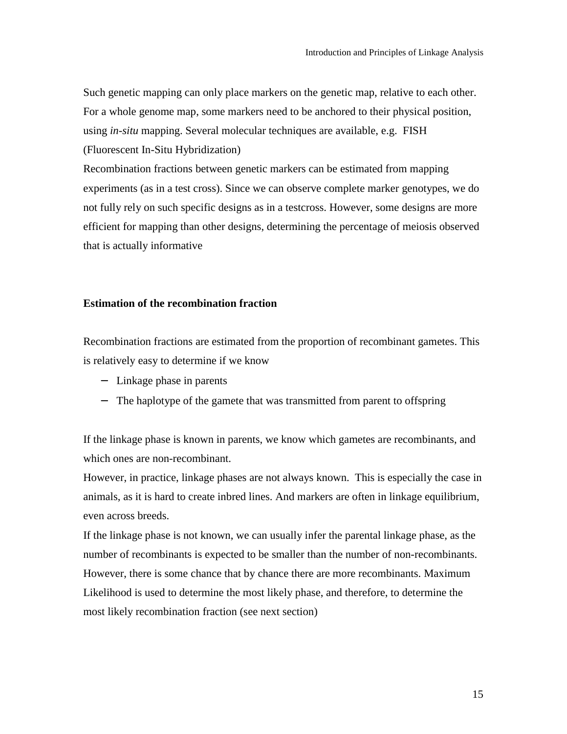Such genetic mapping can only place markers on the genetic map, relative to each other. For a whole genome map, some markers need to be anchored to their physical position, using *in-situ* mapping. Several molecular techniques are available, e.g. FISH (Fluorescent In-Situ Hybridization)

Recombination fractions between genetic markers can be estimated from mapping experiments (as in a test cross). Since we can observe complete marker genotypes, we do not fully rely on such specific designs as in a testcross. However, some designs are more efficient for mapping than other designs, determining the percentage of meiosis observed that is actually informative

**Estimation of the recombination fraction**

Recombination fractions are estimated from the proportion of recombinant gametes. This is relatively easy to determine if we know

- Linkage phase in parents
- The haplotype of the gamete that was transmitted from parent to offspring

If the linkage phase is known in parents, we know which gametes are recombinants, and which ones are non-recombinant.

However, in practice, linkage phases are not always known. This is especially the case in animals, as it is hard to create inbred lines. And markers are often in linkage equilibrium, even across breeds.

If the linkage phase is not known, we can usually infer the parental linkage phase, as the number of recombinants is expected to be smaller than the number of non-recombinants. However, there is some chance that by chance there are more recombinants. Maximum Likelihood is used to determine the most likely phase, and therefore, to determine the most likely recombination fraction (see next section)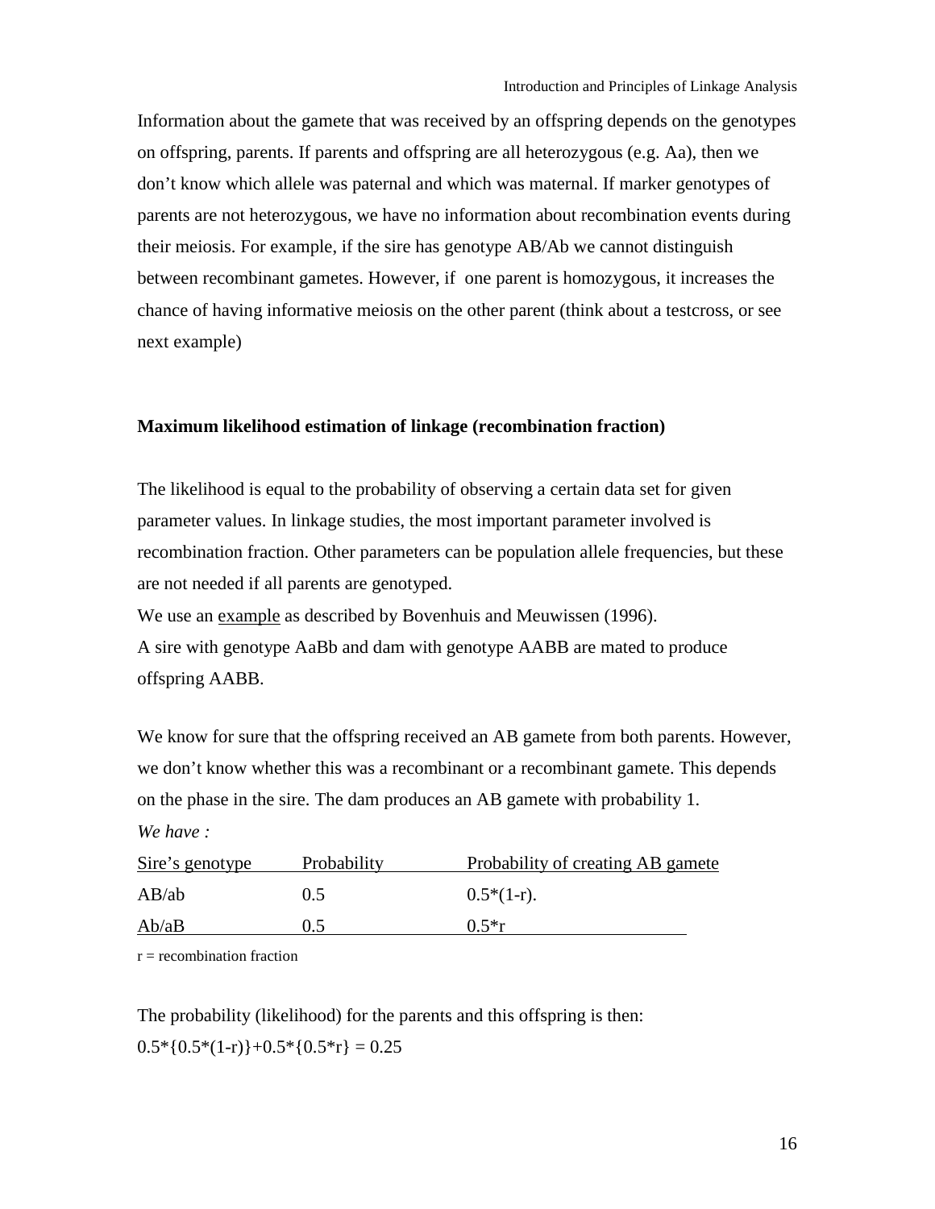Information about the gamete that was received by an offspring depends on the genotypes on offspring, parents. If parents and offspring are all heterozygous (e.g. Aa), then we don't know which allele was paternal and which was maternal. If marker genotypes of parents are not heterozygous, we have no information about recombination events during their meiosis. For example, if the sire has genotype AB/Ab we cannot distinguish between recombinant gametes. However, if one parent is homozygous, it increases the chance of having informative meiosis on the other parent (think about a testcross, or see next example)

**Maximum likelihood estimation of linkage (recombination fraction)**

The likelihood is equal to the probability of observing a certain data set for given parameter values. In linkage studies, the most important parameter involved is recombination fraction. Other parameters can be population allele frequencies, but these are not needed if all parents are genotyped.

We use an example as described by Bovenhuis and Meuwissen (1996).

A sire with genotype AaBb and dam with genotype AABB are mated to produce offspring AABB.

We know for sure that the offspring received an AB gamete from both parents. However, we don't know whether this was a recombinant or a recombinant gamete. This depends on the phase in the sire. The dam produces an AB gamete with probability 1.

*We have :*

| Sire's genotype | Probability | Probability of creating AB gamete |
| --- | --- | --- |
| AB/ab | 0.5 | $0.5*(1-r)$. |
| Ab/aB | 0.5 | $0.5*r$ |

r = recombination fraction

The probability (likelihood) for the parents and this offspring is then:

$0.5*\{0.5*(1-r)\}+0.5*\{0.5*r\} = 0.25$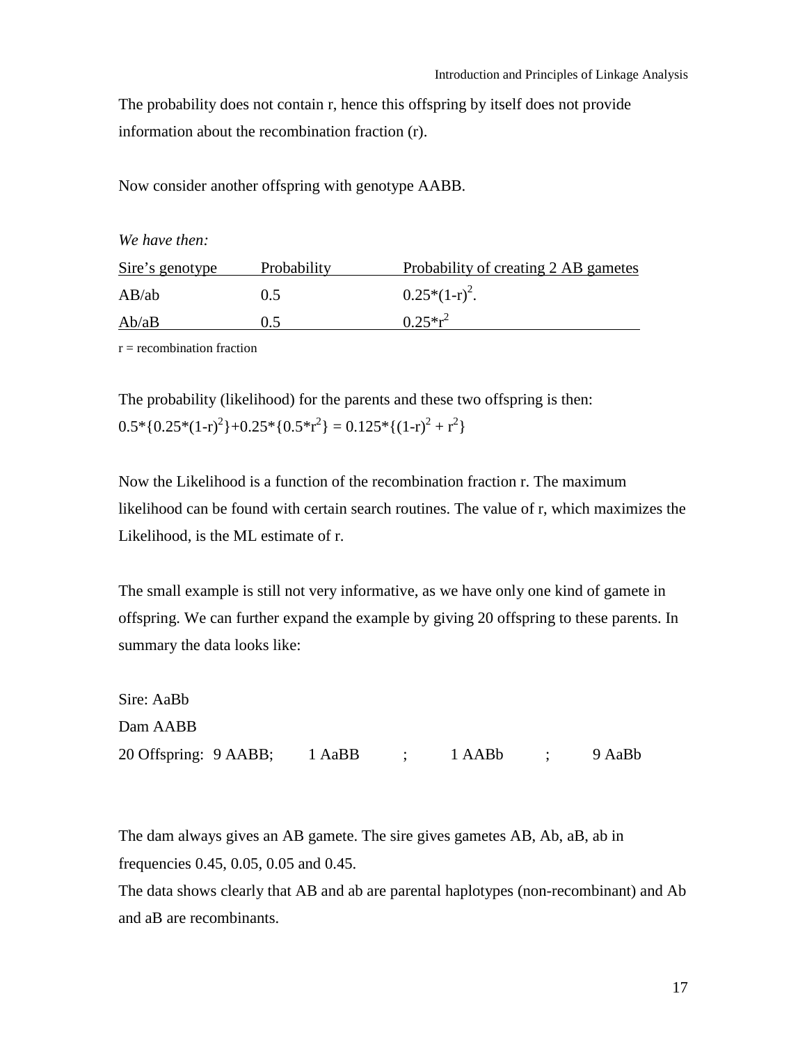The probability does not contain r, hence this offspring by itself does not provide information about the recombination fraction (r).

Now consider another offspring with genotype AABB.

*We have then:*

| Sire's genotype | Probability | Probability of creating 2 AB gametes |
|---|---|---|
| AB/ab | 0.5 | $0.25*(1-r)^2$. |
| Ab/aB | 0.5 | $0.25*r^2$ |

r = recombination fraction

The probability (likelihood) for the parents and these two offspring is then:
$0.5*\{0.25*(1-r)^2\}+0.25*\{0.5*r^2\} = 0.125*\{(1-r)^2 + r^2\}$

Now the Likelihood is a function of the recombination fraction r. The maximum likelihood can be found with certain search routines. The value of r, which maximizes the Likelihood, is the ML estimate of r.

The small example is still not very informative, as we have only one kind of gamete in offspring. We can further expand the example by giving 20 offspring to these parents. In summary the data looks like:

Sire: AaBb
Dam AABB
20 Offspring: 9 AABB; 1 AaBB ; 1 AABb ; 9 AaBb

The dam always gives an AB gamete. The sire gives gametes AB, Ab, aB, ab in frequencies 0.45, 0.05, 0.05 and 0.45.
The data shows clearly that AB and ab are parental haplotypes (non-recombinant) and Ab and aB are recombinants.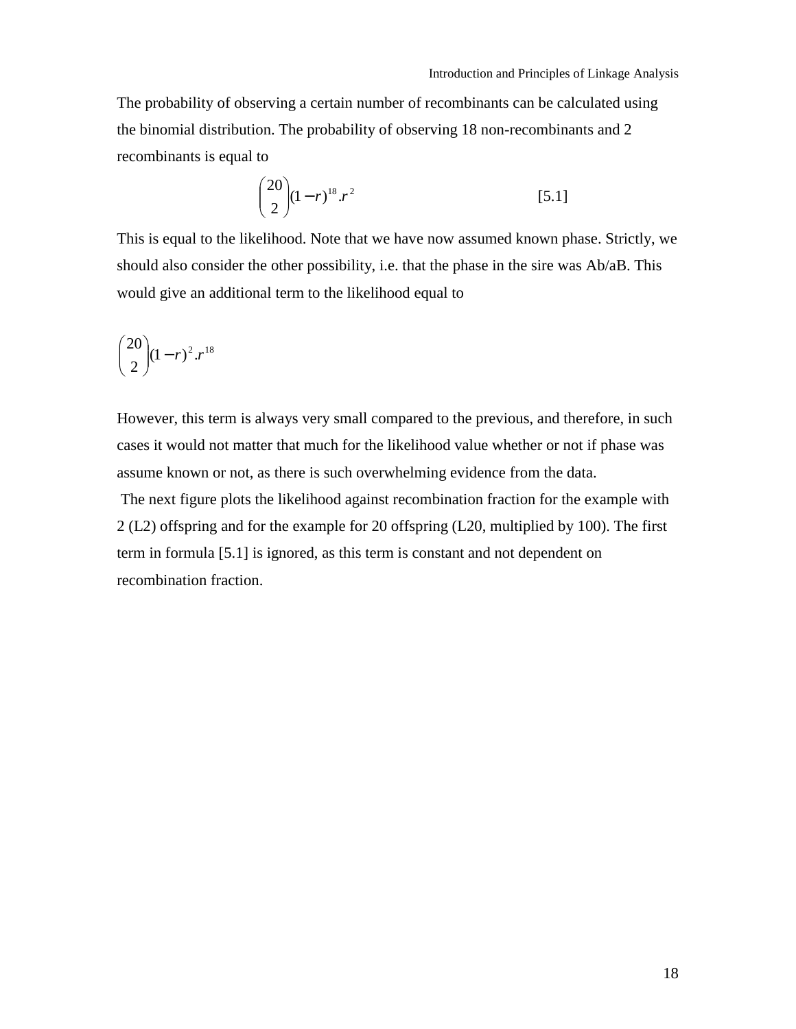The probability of observing a certain number of recombinants can be calculated using the binomial distribution. The probability of observing 18 non-recombinants and 2 recombinants is equal to

$$\binom{20}{2}(1-r)^{18}.r^{2} \qquad [5.1]$$

This is equal to the likelihood. Note that we have now assumed known phase. Strictly, we should also consider the other possibility, i.e. that the phase in the sire was Ab/aB. This would give an additional term to the likelihood equal to

$$\binom{20}{2}(1-r)^{2}.r^{18}$$

However, this term is always very small compared to the previous, and therefore, in such cases it would not matter that much for the likelihood value whether or not if phase was assume known or not, as there is such overwhelming evidence from the data.

The next figure plots the likelihood against recombination fraction for the example with 2 (L2) offspring and for the example for 20 offspring (L20, multiplied by 100). The first term in formula [5.1] is ignored, as this term is constant and not dependent on recombination fraction.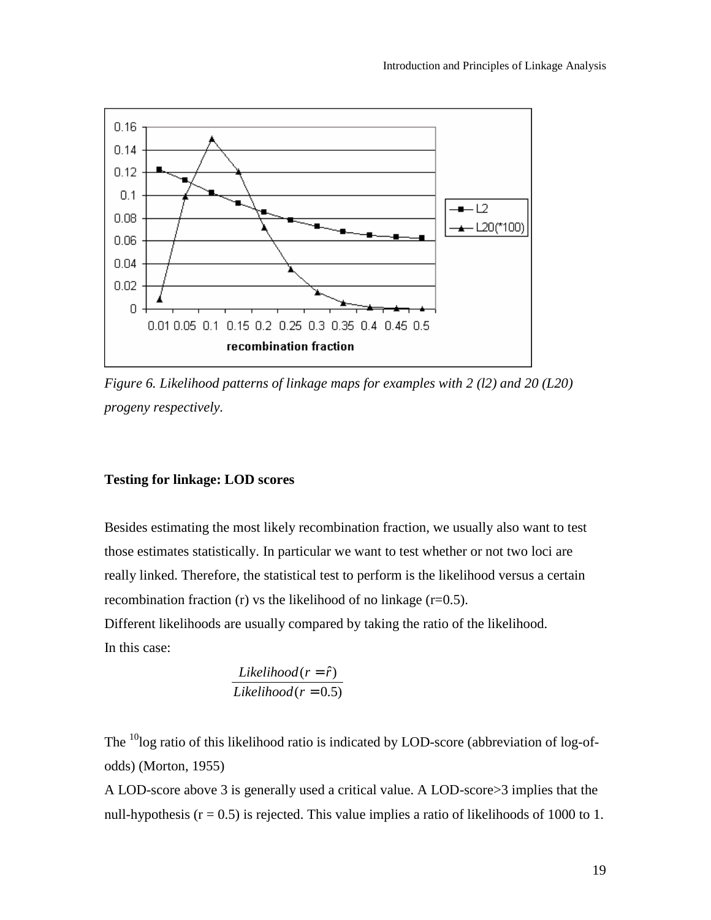*Figure 6. Likelihood patterns of linkage maps for examples with 2 (l2) and 20 (L20) progeny respectively.*

### Testing for linkage: LOD scores

Besides estimating the most likely recombination fraction, we usually also want to test those estimates statistically. In particular we want to test whether or not two loci are really linked. Therefore, the statistical test to perform is the likelihood versus a certain recombination fraction (r) vs the likelihood of no linkage (r=0.5).

Different likelihoods are usually compared by taking the ratio of the likelihood.

In this case:

$$\frac{Likelihood(r = \hat{r})}{Likelihood(r = 0.5)}$$

The $^{10}$log ratio of this likelihood ratio is indicated by LOD-score (abbreviation of log-of-odds) (Morton, 1955)

A LOD-score above 3 is generally used a critical value. A LOD-score>3 implies that the null-hypothesis ($r = 0.5$) is rejected. This value implies a ratio of likelihoods of 1000 to 1.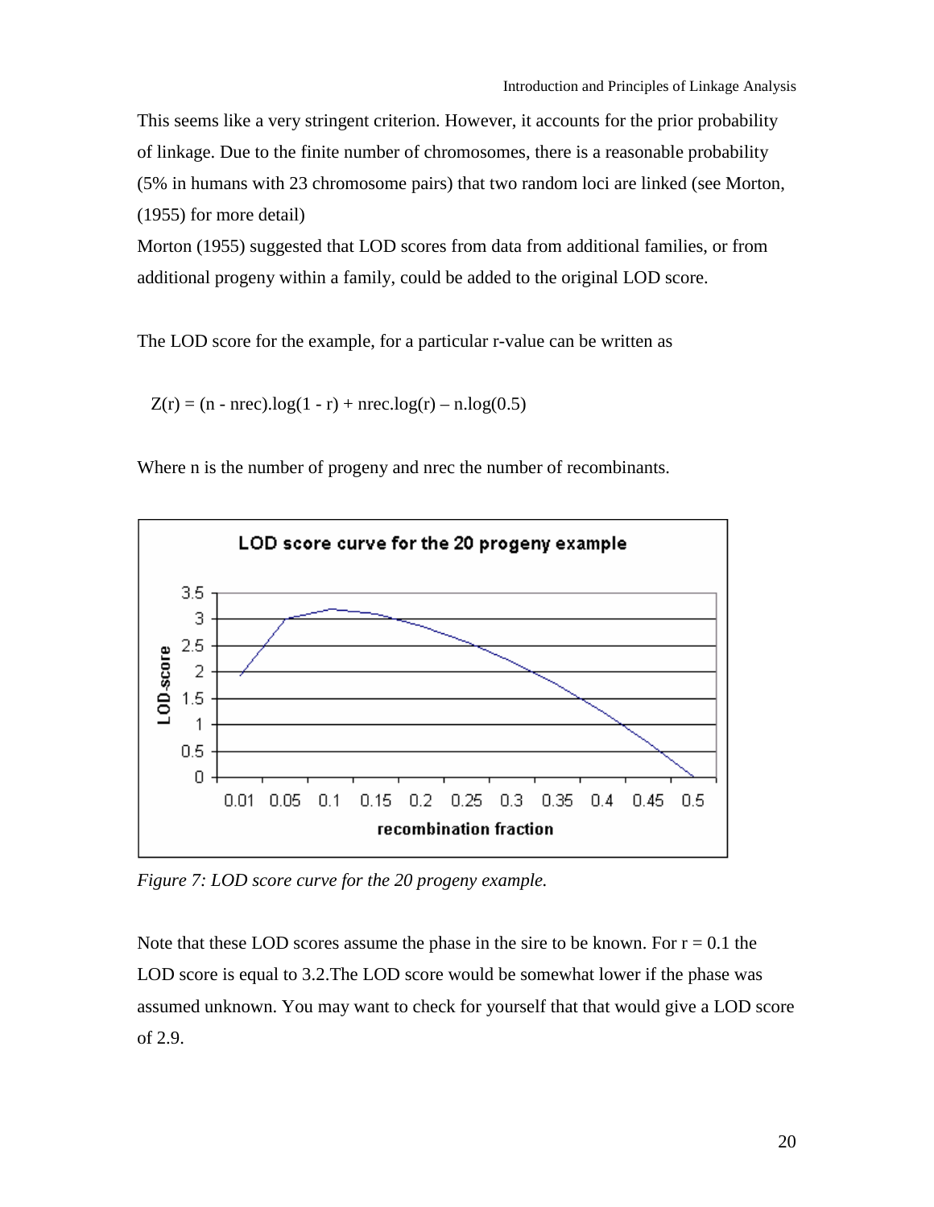This seems like a very stringent criterion. However, it accounts for the prior probability of linkage. Due to the finite number of chromosomes, there is a reasonable probability (5% in humans with 23 chromosome pairs) that two random loci are linked (see Morton, (1955) for more detail)

Morton (1955) suggested that LOD scores from data from additional families, or from additional progeny within a family, could be added to the original LOD score.

The LOD score for the example, for a particular r-value can be written as

$$Z(r) = (n - nrec).\log(1 - r) + nrec.\log(r) - n.\log(0.5)$$

Where n is the number of progeny and nrec the number of recombinants.

*Figure 7: LOD score curve for the 20 progeny example.*

Note that these LOD scores assume the phase in the sire to be known. For r = 0.1 the LOD score is equal to 3.2.The LOD score would be somewhat lower if the phase was assumed unknown. You may want to check for yourself that that would give a LOD score of 2.9.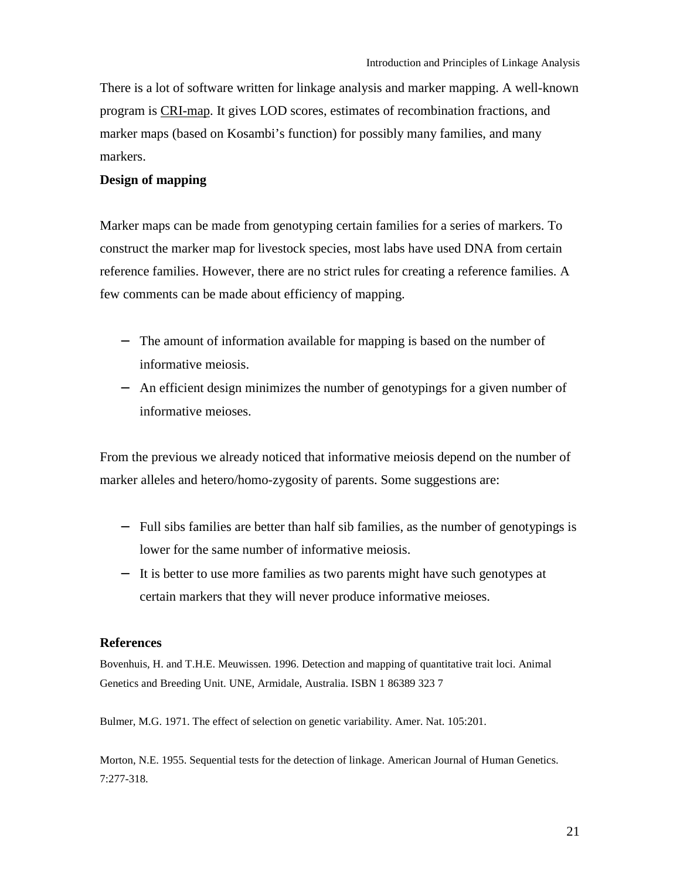There is a lot of software written for linkage analysis and marker mapping. A well-known program is CRI-map. It gives LOD scores, estimates of recombination fractions, and marker maps (based on Kosambi's function) for possibly many families, and many markers.

**Design of mapping**

Marker maps can be made from genotyping certain families for a series of markers. To construct the marker map for livestock species, most labs have used DNA from certain reference families. However, there are no strict rules for creating a reference families. A few comments can be made about efficiency of mapping.

- The amount of information available for mapping is based on the number of informative meiosis.
- An efficient design minimizes the number of genotypings for a given number of informative meioses.

From the previous we already noticed that informative meiosis depend on the number of marker alleles and hetero/homo-zygosity of parents. Some suggestions are:

- Full sibs families are better than half sib families, as the number of genotypings is lower for the same number of informative meiosis.
- It is better to use more families as two parents might have such genotypes at certain markers that they will never produce informative meioses.

**References**

Bovenhuis, H. and T.H.E. Meuwissen. 1996. Detection and mapping of quantitative trait loci. Animal Genetics and Breeding Unit. UNE, Armidale, Australia. ISBN 1 86389 323 7

Bulmer, M.G. 1971. The effect of selection on genetic variability. Amer. Nat. 105:201.

Morton, N.E. 1955. Sequential tests for the detection of linkage. American Journal of Human Genetics. 7:277-318.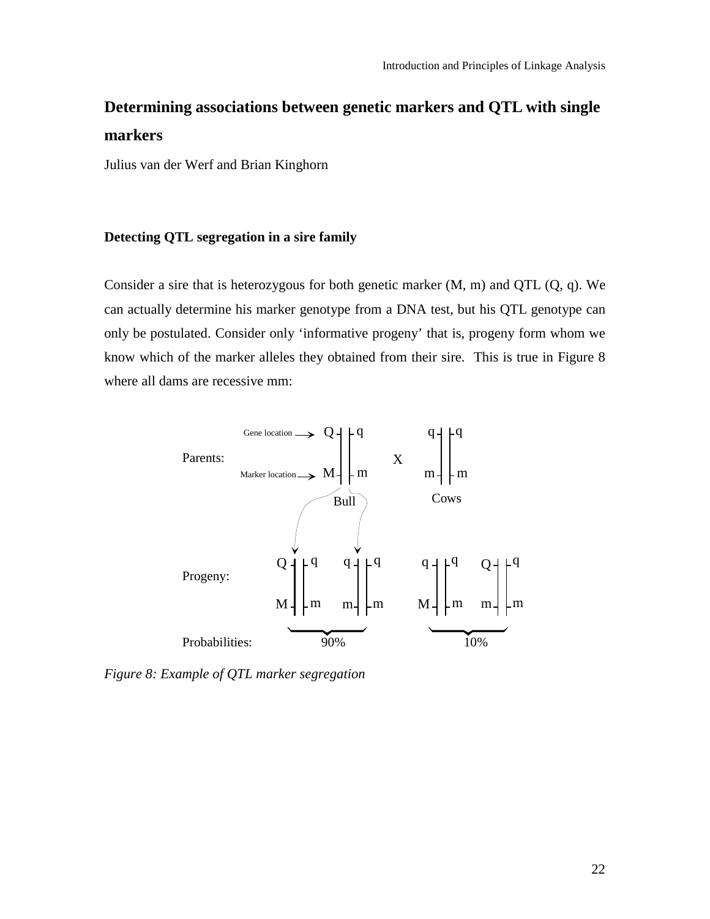# Determining associations between genetic markers and QTL with single markers

Julius van der Werf and Brian Kinghorn

### Detecting QTL segregation in a sire family

Consider a sire that is heterozygous for both genetic marker (M, m) and QTL (Q, q). We can actually determine his marker genotype from a DNA test, but his QTL genotype can only be postulated. Consider only 'informative progeny' that is, progeny form whom we know which of the marker alleles they obtained from their sire. This is true in Figure 8 where all dams are recessive mm:

*Figure 8: Example of QTL marker segregation*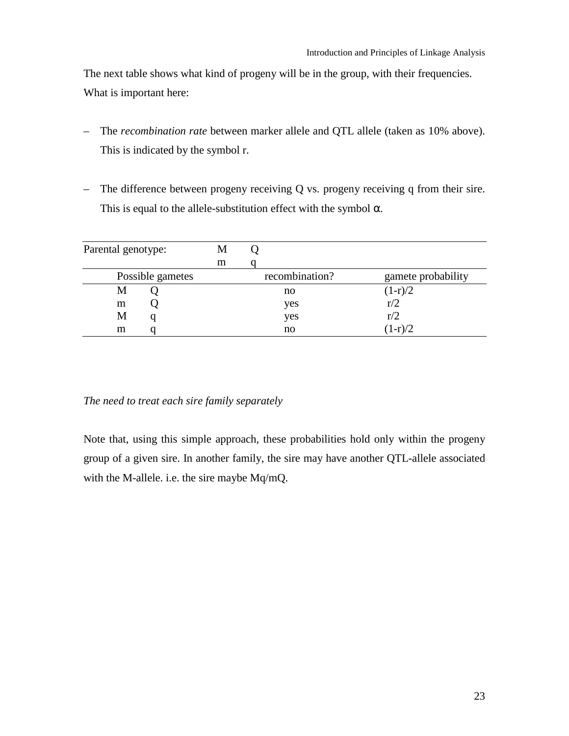The next table shows what kind of progeny will be in the group, with their frequencies. What is important here:

– The *recombination rate* between marker allele and QTL allele (taken as 10% above). This is indicated by the symbol r.

– The difference between progeny receiving Q vs. progeny receiving q from their sire. This is equal to the allele-substitution effect with the symbol $\alpha$.

| Parental genotype: | | M | Q | | |
|---|---|---|---|---|---|
| | | m | q | | |
| Possible gametes | | | | recombination? | gamete probability |
| M | Q | | | no | $(1-r)/2$ |
| m | Q | | | yes | $r/2$ |
| M | q | | | yes | $r/2$ |
| m | q | | | no | $(1-r)/2$ |

*The need to treat each sire family separately*

Note that, using this simple approach, these probabilities hold only within the progeny group of a given sire. In another family, the sire may have another QTL-allele associated with the M-allele. i.e. the sire maybe Mq/mQ.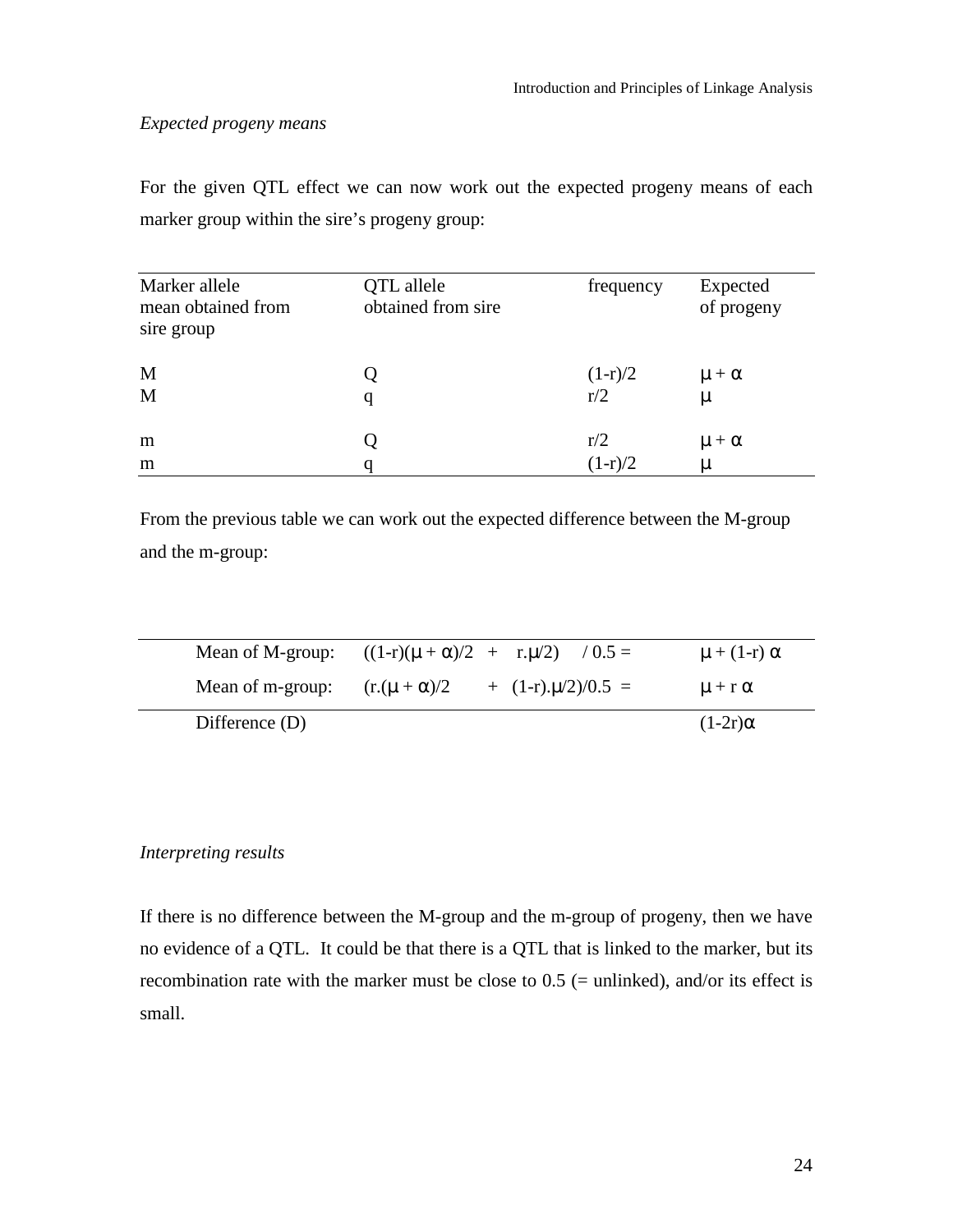*Expected progeny means*

For the given QTL effect we can now work out the expected progeny means of each marker group within the sire's progeny group:

| Marker allele mean obtained from sire group | QTL allele obtained from sire | frequency | Expected of progeny |
|---|---|---|---|
| M | Q | $(1-r)/2$ | $\mu + \alpha$ |
| M | q | $r/2$ | $\mu$ |
| m | Q | $r/2$ | $\mu + \alpha$ |
| m | q | $(1-r)/2$ | $\mu$ |

From the previous table we can work out the expected difference between the M-group and the m-group:

| | | |
|---|---|---|
| Mean of M-group: | $((1-r)(\mu + \alpha)/2 \;+\; r.\mu/2) \;/ 0.5 =$ | $\mu + (1-r)\,\alpha$ |
| Mean of m-group: | $(r.(\mu + \alpha)/2 \;+\; (1-r).\mu/2)/0.5 =$ | $\mu + r\,\alpha$ |
| Difference (D) | | $(1-2r)\alpha$ |

*Interpreting results*

If there is no difference between the M-group and the m-group of progeny, then we have no evidence of a QTL. It could be that there is a QTL that is linked to the marker, but its recombination rate with the marker must be close to 0.5 (= unlinked), and/or its effect is small.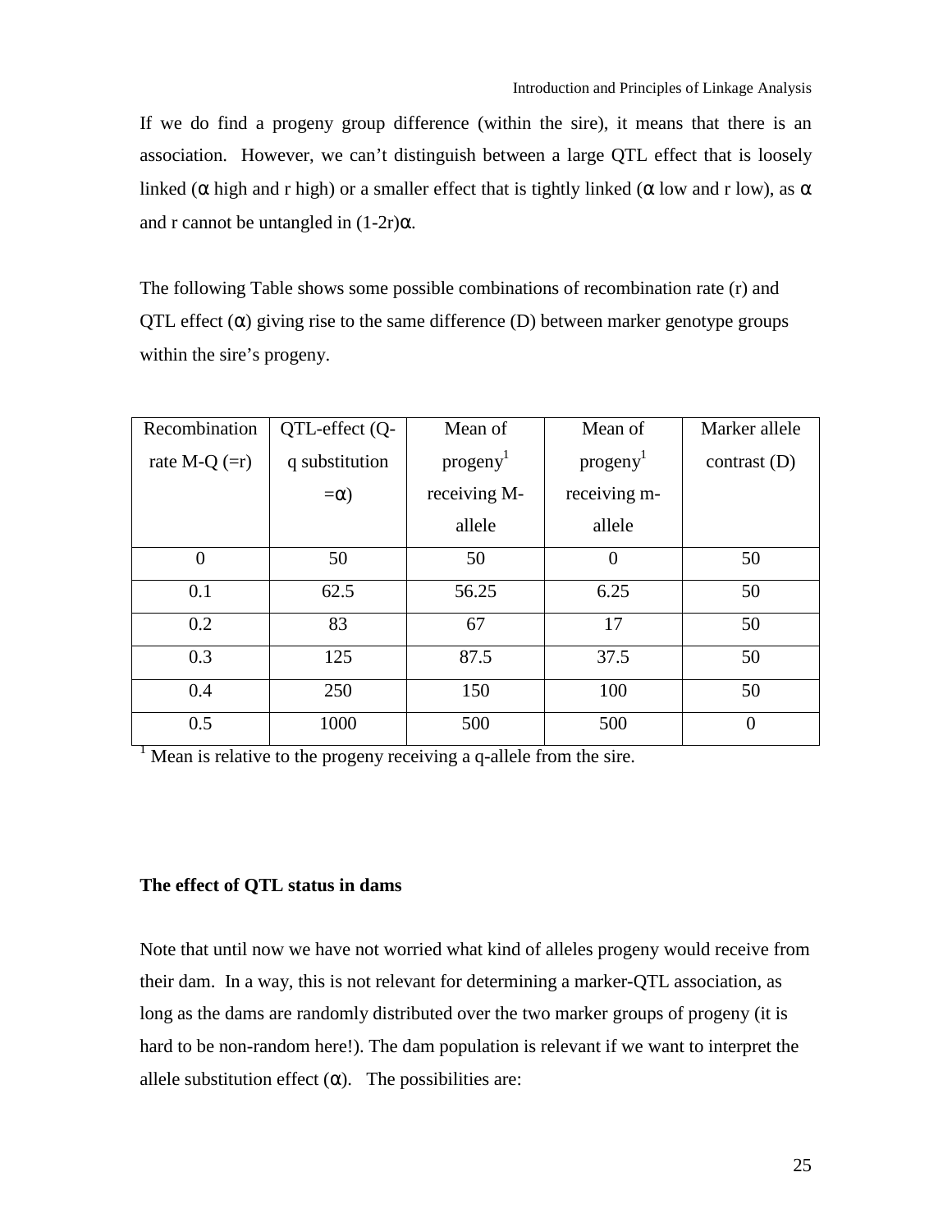If we do find a progeny group difference (within the sire), it means that there is an association. However, we can't distinguish between a large QTL effect that is loosely linked ($\alpha$ high and r high) or a smaller effect that is tightly linked ($\alpha$ low and r low), as $\alpha$ and r cannot be untangled in $(1\text{-}2r)\alpha$.

The following Table shows some possible combinations of recombination rate (r) and QTL effect ($\alpha$) giving rise to the same difference (D) between marker genotype groups within the sire's progeny.

| Recombination rate M-Q (=r) | QTL-effect (Q-q substitution =$\alpha$) | Mean of progeny[1] receiving M-allele | Mean of progeny[1] receiving m-allele | Marker allele contrast (D) |
|---|---|---|---|---|
| 0 | 50 | 50 | 0 | 50 |
| 0.1 | 62.5 | 56.25 | 6.25 | 50 |
| 0.2 | 83 | 67 | 17 | 50 |
| 0.3 | 125 | 87.5 | 37.5 | 50 |
| 0.4 | 250 | 150 | 100 | 50 |
| 0.5 | 1000 | 500 | 500 | 0 |

[1] Mean is relative to the progeny receiving a q-allele from the sire.

**The effect of QTL status in dams**

Note that until now we have not worried what kind of alleles progeny would receive from their dam. In a way, this is not relevant for determining a marker-QTL association, as long as the dams are randomly distributed over the two marker groups of progeny (it is hard to be non-random here!). The dam population is relevant if we want to interpret the allele substitution effect ($\alpha$). The possibilities are: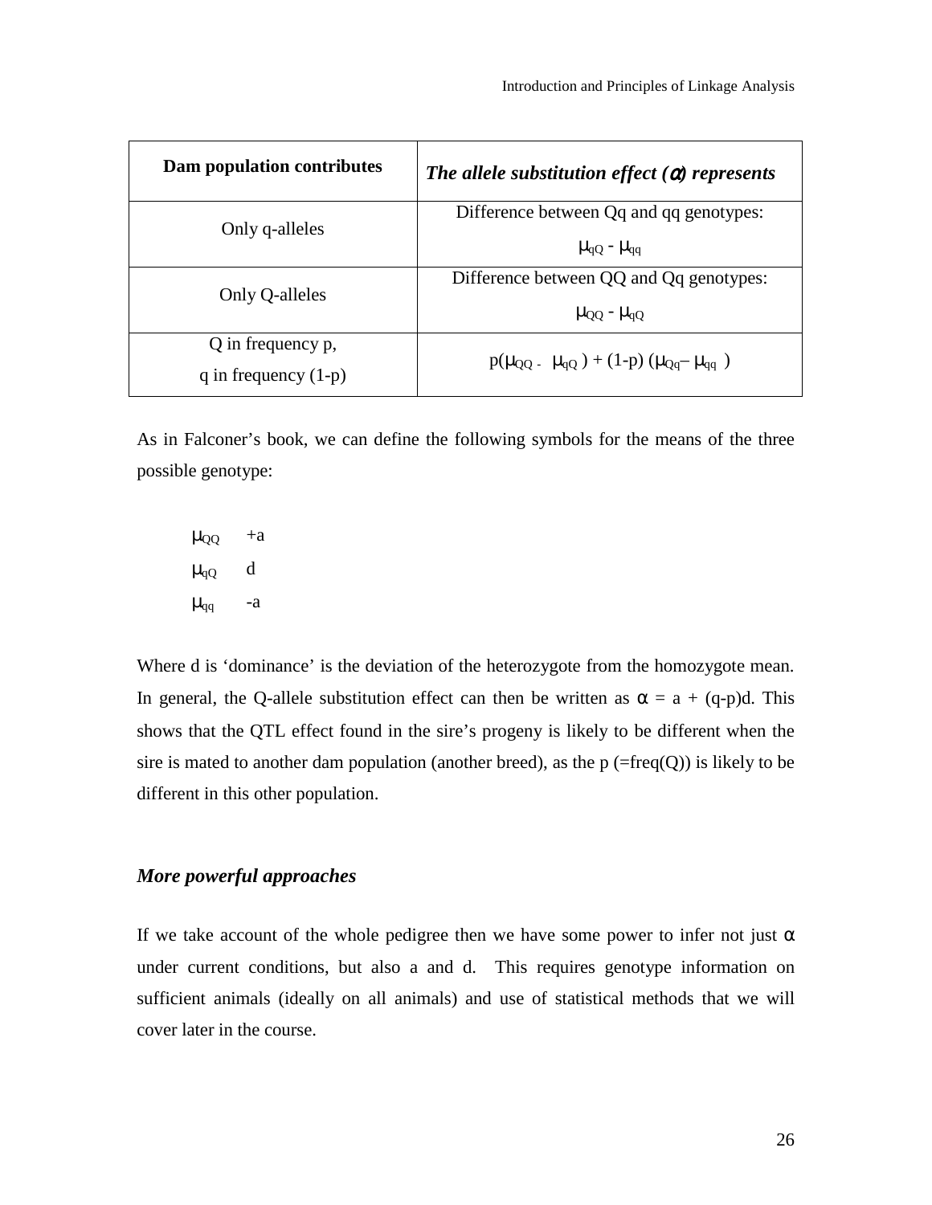| **Dam population contributes** | ***The allele substitution effect ($\alpha$) represents*** |
|---|---|
| Only q-alleles | Difference between Qq and qq genotypes: $\mu_{qQ} - \mu_{qq}$ |
| Only Q-alleles | Difference between QQ and Qq genotypes: $\mu_{QQ} - \mu_{qQ}$ |
| Q in frequency p, q in frequency (1-p) | $p(\mu_{QQ} - \mu_{qQ}) + (1-p)(\mu_{Qq} - \mu_{qq})$ |

As in Falconer's book, we can define the following symbols for the means of the three possible genotype:

$\mu_{QQ}$ +a

$\mu_{qQ}$ d

$\mu_{qq}$ -a

Where d is 'dominance' is the deviation of the heterozygote from the homozygote mean. In general, the Q-allele substitution effect can then be written as $\alpha = a + (q-p)d$. This shows that the QTL effect found in the sire's progeny is likely to be different when the sire is mated to another dam population (another breed), as the p (=freq(Q)) is likely to be different in this other population.

### *More powerful approaches*

If we take account of the whole pedigree then we have some power to infer not just $\alpha$ under current conditions, but also a and d. This requires genotype information on sufficient animals (ideally on all animals) and use of statistical methods that we will cover later in the course.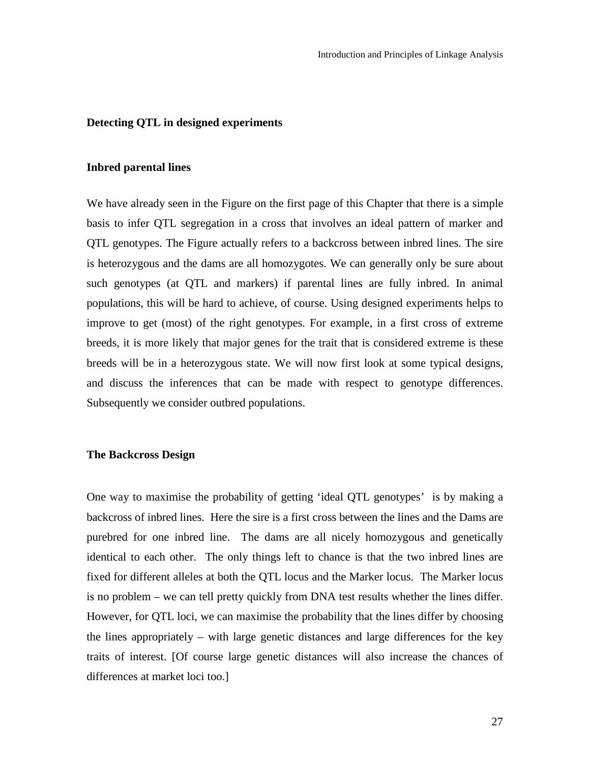## Detecting QTL in designed experiments

### Inbred parental lines

We have already seen in the Figure on the first page of this Chapter that there is a simple basis to infer QTL segregation in a cross that involves an ideal pattern of marker and QTL genotypes. The Figure actually refers to a backcross between inbred lines. The sire is heterozygous and the dams are all homozygotes. We can generally only be sure about such genotypes (at QTL and markers) if parental lines are fully inbred. In animal populations, this will be hard to achieve, of course. Using designed experiments helps to improve to get (most) of the right genotypes. For example, in a first cross of extreme breeds, it is more likely that major genes for the trait that is considered extreme is these breeds will be in a heterozygous state. We will now first look at some typical designs, and discuss the inferences that can be made with respect to genotype differences. Subsequently we consider outbred populations.

### The Backcross Design

One way to maximise the probability of getting 'ideal QTL genotypes' is by making a backcross of inbred lines. Here the sire is a first cross between the lines and the Dams are purebred for one inbred line. The dams are all nicely homozygous and genetically identical to each other. The only things left to chance is that the two inbred lines are fixed for different alleles at both the QTL locus and the Marker locus. The Marker locus is no problem – we can tell pretty quickly from DNA test results whether the lines differ. However, for QTL loci, we can maximise the probability that the lines differ by choosing the lines appropriately – with large genetic distances and large differences for the key traits of interest. [Of course large genetic distances will also increase the chances of differences at market loci too.]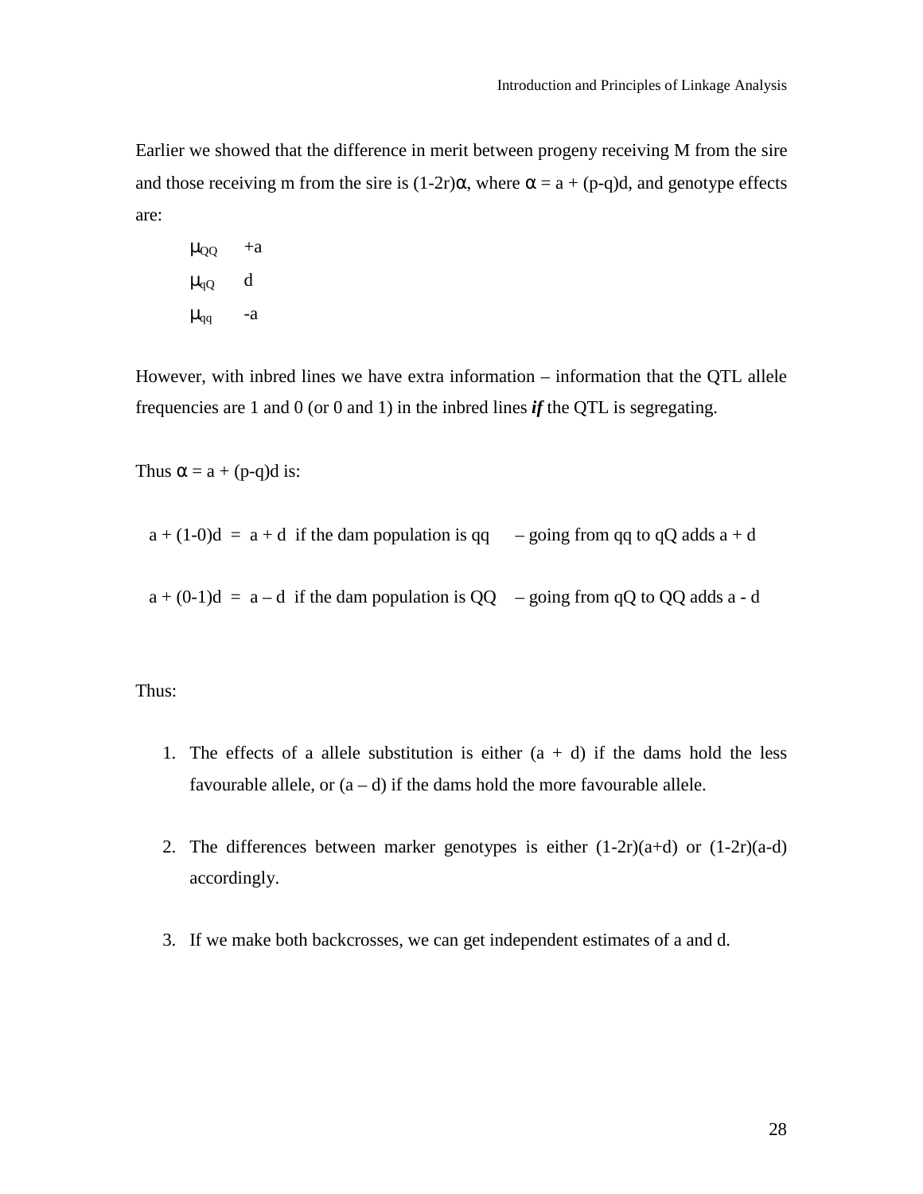Earlier we showed that the difference in merit between progeny receiving M from the sire and those receiving m from the sire is $(1-2r)\alpha$, where $\alpha = a + (p-q)d$, and genotype effects are:

| | |
|---|---|
| $\mu_{QQ}$ | +a |
| $\mu_{qQ}$ | d |
| $\mu_{qq}$ | -a |

However, with inbred lines we have extra information – information that the QTL allele frequencies are 1 and 0 (or 0 and 1) in the inbred lines ***if*** the QTL is segregating.

Thus $\alpha = a + (p-q)d$ is:

$a + (1-0)d = a + d$ if the dam population is qq – going from qq to qQ adds a + d

$a + (0-1)d = a - d$ if the dam population is QQ – going from qQ to QQ adds a - d

Thus:

1. The effects of a allele substitution is either (a + d) if the dams hold the less favourable allele, or (a – d) if the dams hold the more favourable allele.

2. The differences between marker genotypes is either $(1-2r)(a+d)$ or $(1-2r)(a-d)$ accordingly.

3. If we make both backcrosses, we can get independent estimates of a and d.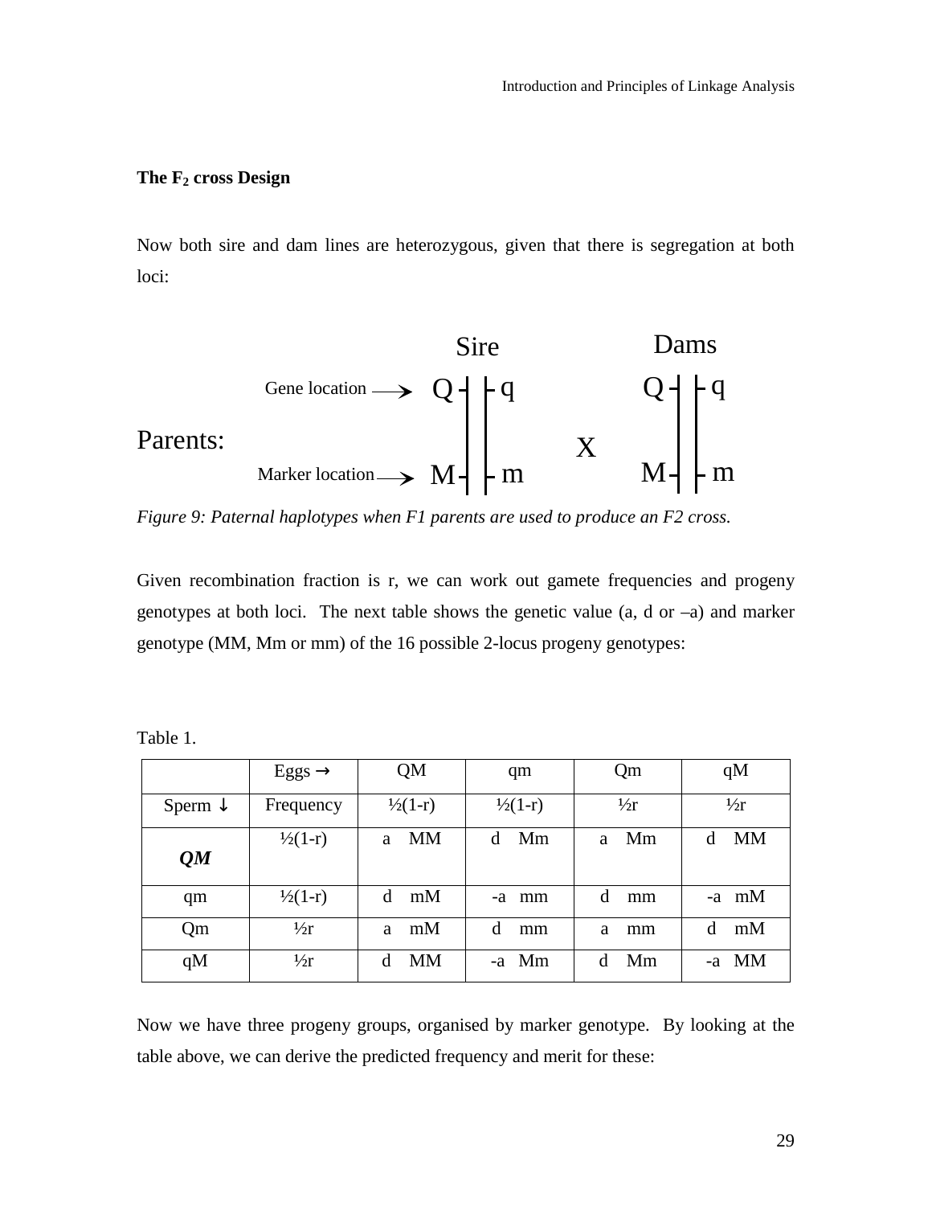### The $F_2$ cross Design

Now both sire and dam lines are heterozygous, given that there is segregation at both loci:

```
                                  Sire              Dams
           Gene location  →     Q -||- q          Q -||- q
Parents:                                   X
           Marker location →    M -||- m          M -||- m
```

*Figure 9: Paternal haplotypes when F1 parents are used to produce an F2 cross.*

Given recombination fraction is r, we can work out gamete frequencies and progeny genotypes at both loci. The next table shows the genetic value (a, d or –a) and marker genotype (MM, Mm or mm) of the 16 possible 2-locus progeny genotypes:

Table 1.

| | Eggs → | QM | qm | Qm | qM |
|---|---|---|---|---|---|
| Sperm ↓ | Frequency | ½(1-r) | ½(1-r) | ½r | ½r |
| ***QM*** | ½(1-r) | a MM | d Mm | a Mm | d MM |
| qm | ½(1-r) | d mM | -a mm | d mm | -a mM |
| Qm | ½r | a mM | d mm | a mm | d mM |
| qM | ½r | d MM | -a Mm | d Mm | -a MM |

Now we have three progeny groups, organised by marker genotype. By looking at the table above, we can derive the predicted frequency and merit for these: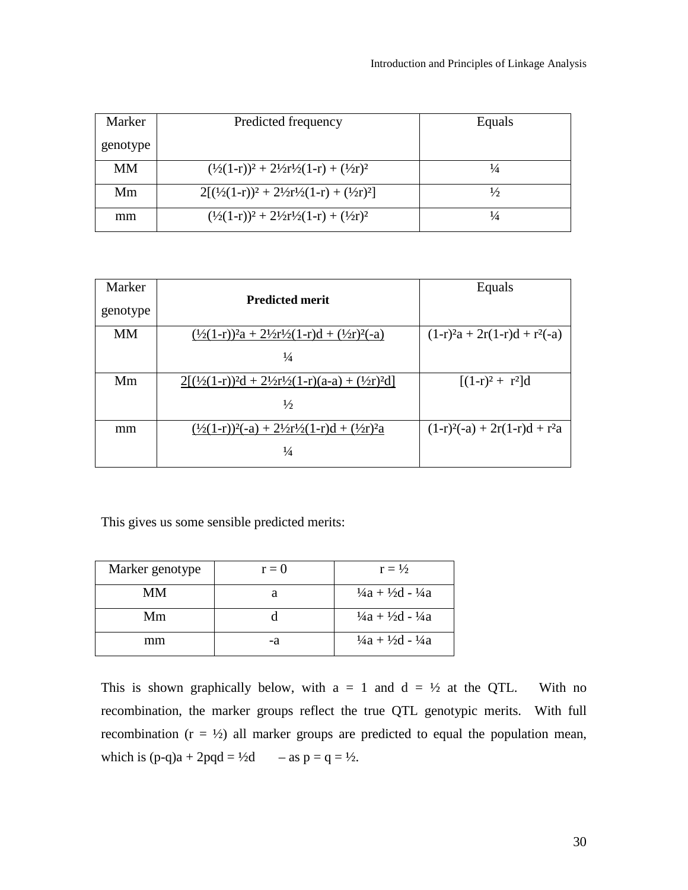| Marker genotype | Predicted frequency | Equals |
|---|---|---|
| MM | $(\frac{1}{2}(1-r))^2 + 2\frac{1}{2}r\frac{1}{2}(1-r) + (\frac{1}{2}r)^2$ | ¼ |
| Mm | $2[(\frac{1}{2}(1-r))^2 + 2\frac{1}{2}r\frac{1}{2}(1-r) + (\frac{1}{2}r)^2]$ | ½ |
| mm | $(\frac{1}{2}(1-r))^2 + 2\frac{1}{2}r\frac{1}{2}(1-r) + (\frac{1}{2}r)^2$ | ¼ |

| Marker genotype | **Predicted merit** | Equals |
|---|---|---|
| MM | $\dfrac{(\frac{1}{2}(1-r))^2a + 2\frac{1}{2}r\frac{1}{2}(1-r)d + (\frac{1}{2}r)^2(-a)}{\frac{1}{4}}$ | $(1-r)^2a + 2r(1-r)d + r^2(-a)$ |
| Mm | $\dfrac{2[(\frac{1}{2}(1-r))^2d + 2\frac{1}{2}r\frac{1}{2}(1-r)(a-a) + (\frac{1}{2}r)^2d]}{\frac{1}{2}}$ | $[(1-r)^2 + r^2]d$ |
| mm | $\dfrac{(\frac{1}{2}(1-r))^2(-a) + 2\frac{1}{2}r\frac{1}{2}(1-r)d + (\frac{1}{2}r)^2a}{\frac{1}{4}}$ | $(1-r)^2(-a) + 2r(1-r)d + r^2a$ |

This gives us some sensible predicted merits:

| Marker genotype | $r = 0$ | $r = \frac{1}{2}$ |
|---|---|---|
| MM | a | $\frac{1}{4}a + \frac{1}{2}d - \frac{1}{4}a$ |
| Mm | d | $\frac{1}{4}a + \frac{1}{2}d - \frac{1}{4}a$ |
| mm | -a | $\frac{1}{4}a + \frac{1}{2}d - \frac{1}{4}a$ |

This is shown graphically below, with $a = 1$ and $d = \frac{1}{2}$ at the QTL. With no recombination, the marker groups reflect the true QTL genotypic merits. With full recombination ($r = \frac{1}{2}$) all marker groups are predicted to equal the population mean, which is $(p-q)a + 2pqd = \frac{1}{2}d$ – as $p = q = \frac{1}{2}$.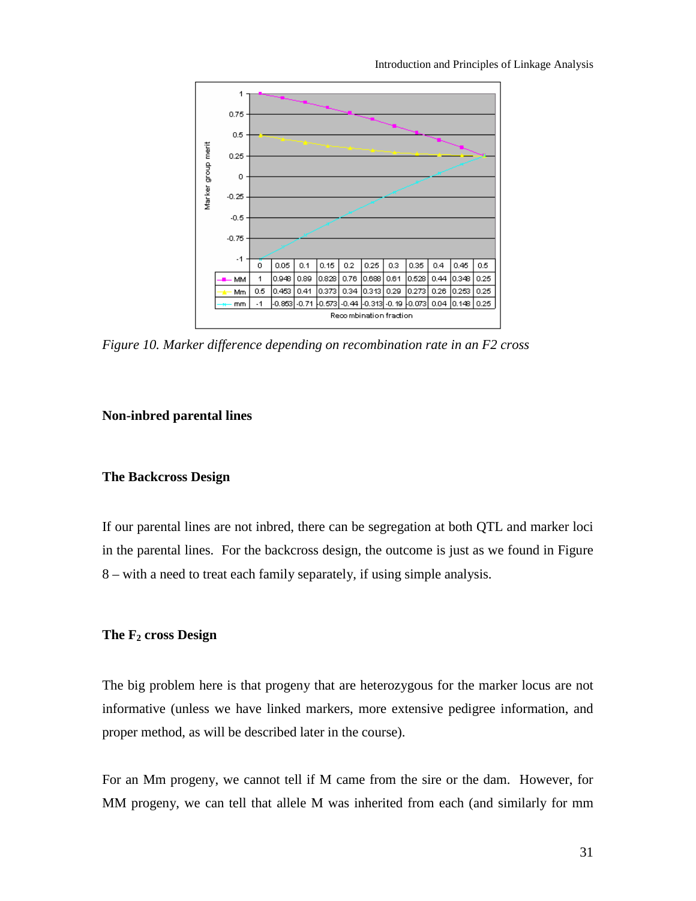| Marker group merit | 0 | 0.05 | 0.1 | 0.15 | 0.2 | 0.25 | 0.3 | 0.35 | 0.4 | 0.45 | 0.5 |
|---|---|---|---|---|---|---|---|---|---|---|---|
| MM | 1 | 0.948 | 0.89 | 0.828 | 0.76 | 0.688 | 0.61 | 0.528 | 0.44 | 0.348 | 0.25 |
| Mm | 0.5 | 0.453 | 0.41 | 0.373 | 0.34 | 0.313 | 0.29 | 0.273 | 0.26 | 0.253 | 0.25 |
| mm | -1 | -0.853 | -0.71 | -0.573 | -0.44 | -0.313 | -0.19 | -0.073 | 0.04 | 0.148 | 0.25 |

Recombination fraction

*Figure 10. Marker difference depending on recombination rate in an F2 cross*

## Non-inbred parental lines

### The Backcross Design

If our parental lines are not inbred, there can be segregation at both QTL and marker loci in the parental lines. For the backcross design, the outcome is just as we found in Figure 8 – with a need to treat each family separately, if using simple analysis.

### The $F_2$ cross Design

The big problem here is that progeny that are heterozygous for the marker locus are not informative (unless we have linked markers, more extensive pedigree information, and proper method, as will be described later in the course).

For an Mm progeny, we cannot tell if M came from the sire or the dam. However, for MM progeny, we can tell that allele M was inherited from each (and similarly for mm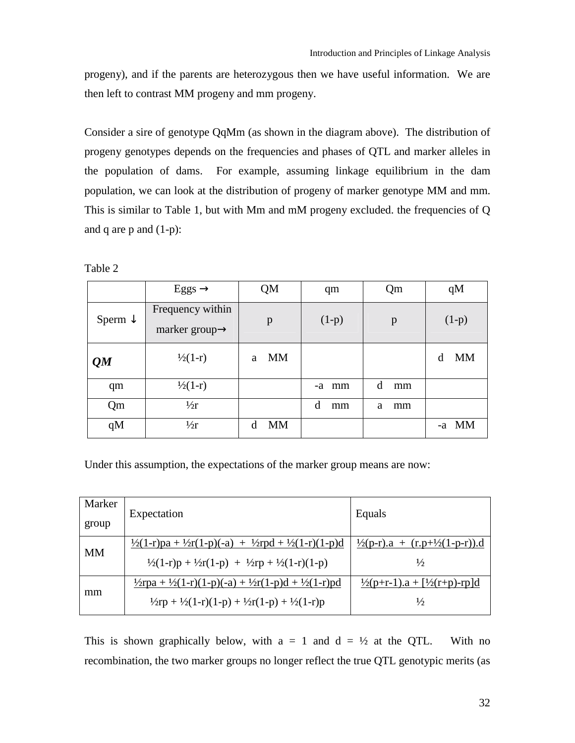progeny), and if the parents are heterozygous then we have useful information. We are then left to contrast MM progeny and mm progeny.

Consider a sire of genotype QqMm (as shown in the diagram above). The distribution of progeny genotypes depends on the frequencies and phases of QTL and marker alleles in the population of dams. For example, assuming linkage equilibrium in the dam population, we can look at the distribution of progeny of marker genotype MM and mm. This is similar to Table 1, but with Mm and mM progeny excluded. the frequencies of Q and q are p and (1-p):

Table 2

| | Eggs → | QM | qm | Qm | qM |
|---|---|---|---|---|---|
| Sperm ↓ | Frequency within marker group→ | p | (1-p) | p | (1-p) |
| ***QM*** | ½(1-r) | a MM | | | d MM |
| qm | ½(1-r) | | -a mm | d mm | |
| Qm | ½r | | d mm | a mm | |
| qM | ½r | d MM | | | -a MM |

Under this assumption, the expectations of the marker group means are now:

| Marker group | Expectation | Equals |
|---|---|---|
| MM | $\dfrac{\frac{1}{2}(1-r)pa + \frac{1}{2}r(1-p)(-a) + \frac{1}{2}rpd + \frac{1}{2}(1-r)(1-p)d}{\frac{1}{2}(1-r)p + \frac{1}{2}r(1-p) + \frac{1}{2}rp + \frac{1}{2}(1-r)(1-p)}$ | $\dfrac{\frac{1}{2}(p-r).a + (r.p+\frac{1}{2}(1-p-r)).d}{\frac{1}{2}}$ |
| mm | $\dfrac{\frac{1}{2}rpa + \frac{1}{2}(1-r)(1-p)(-a) + \frac{1}{2}r(1-p)d + \frac{1}{2}(1-r)pd}{\frac{1}{2}rp + \frac{1}{2}(1-r)(1-p) + \frac{1}{2}r(1-p) + \frac{1}{2}(1-r)p}$ | $\dfrac{\frac{1}{2}(p+r-1).a + [\frac{1}{2}(r+p)-rp]d}{\frac{1}{2}}$ |

This is shown graphically below, with a = 1 and d = ½ at the QTL. With no recombination, the two marker groups no longer reflect the true QTL genotypic merits (as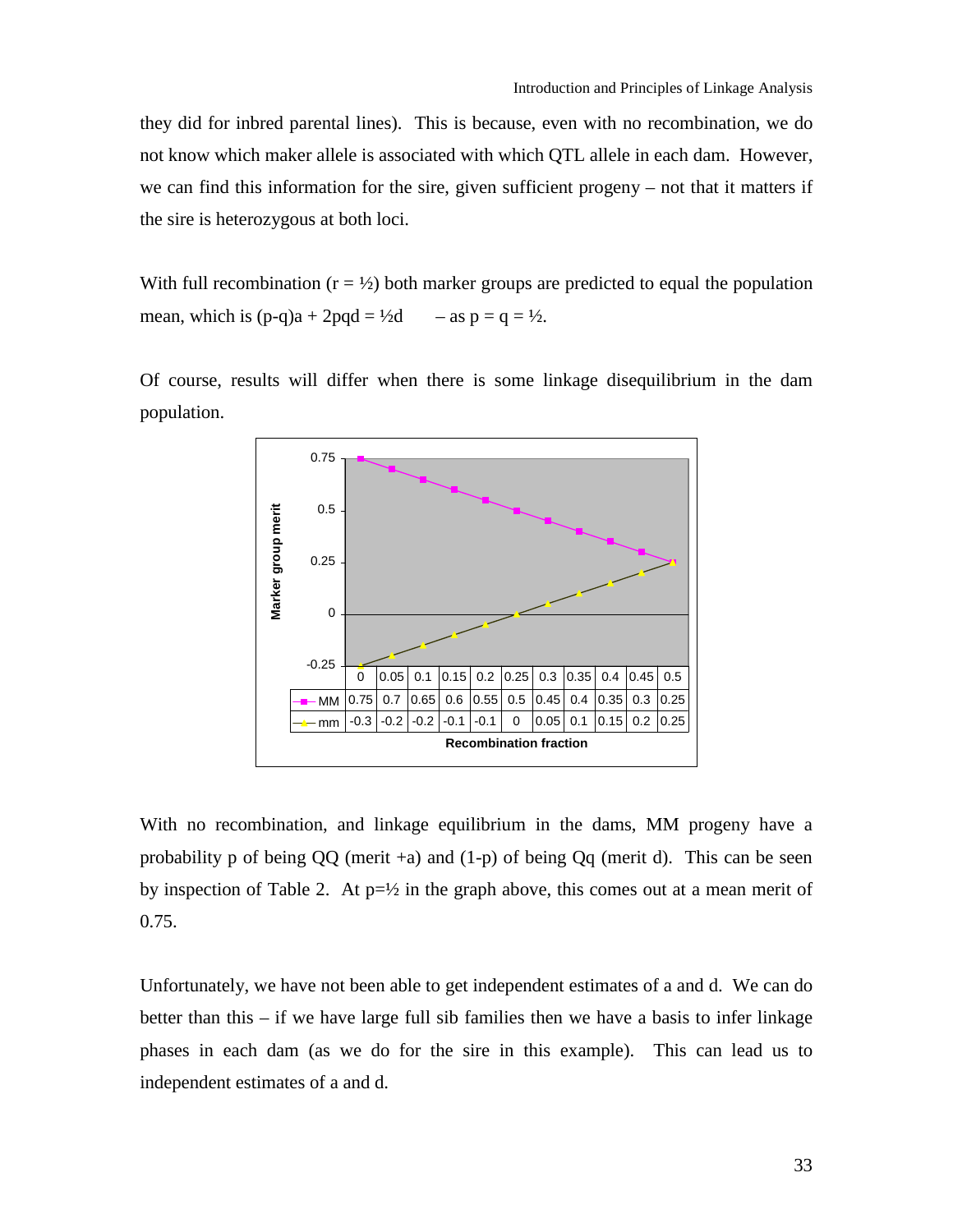they did for inbred parental lines). This is because, even with no recombination, we do not know which maker allele is associated with which QTL allele in each dam. However, we can find this information for the sire, given sufficient progeny – not that it matters if the sire is heterozygous at both loci.

With full recombination ($r = ½$) both marker groups are predicted to equal the population mean, which is $(p-q)a + 2pqd = ½d$ – as $p = q = ½$.

Of course, results will differ when there is some linkage disequilibrium in the dam population.

Marker group merit

| Recombination fraction | 0 | 0.05 | 0.1 | 0.15 | 0.2 | 0.25 | 0.3 | 0.35 | 0.4 | 0.45 | 0.5 |
|---|---|---|---|---|---|---|---|---|---|---|---|
| MM | 0.75 | 0.7 | 0.65 | 0.6 | 0.55 | 0.5 | 0.45 | 0.4 | 0.35 | 0.3 | 0.25 |
| mm | -0.3 | -0.2 | -0.2 | -0.1 | -0.1 | 0 | 0.05 | 0.1 | 0.15 | 0.2 | 0.25 |

With no recombination, and linkage equilibrium in the dams, MM progeny have a probability p of being QQ (merit +a) and (1-p) of being Qq (merit d). This can be seen by inspection of Table 2. At $p=½$ in the graph above, this comes out at a mean merit of 0.75.

Unfortunately, we have not been able to get independent estimates of a and d. We can do better than this – if we have large full sib families then we have a basis to infer linkage phases in each dam (as we do for the sire in this example). This can lead us to independent estimates of a and d.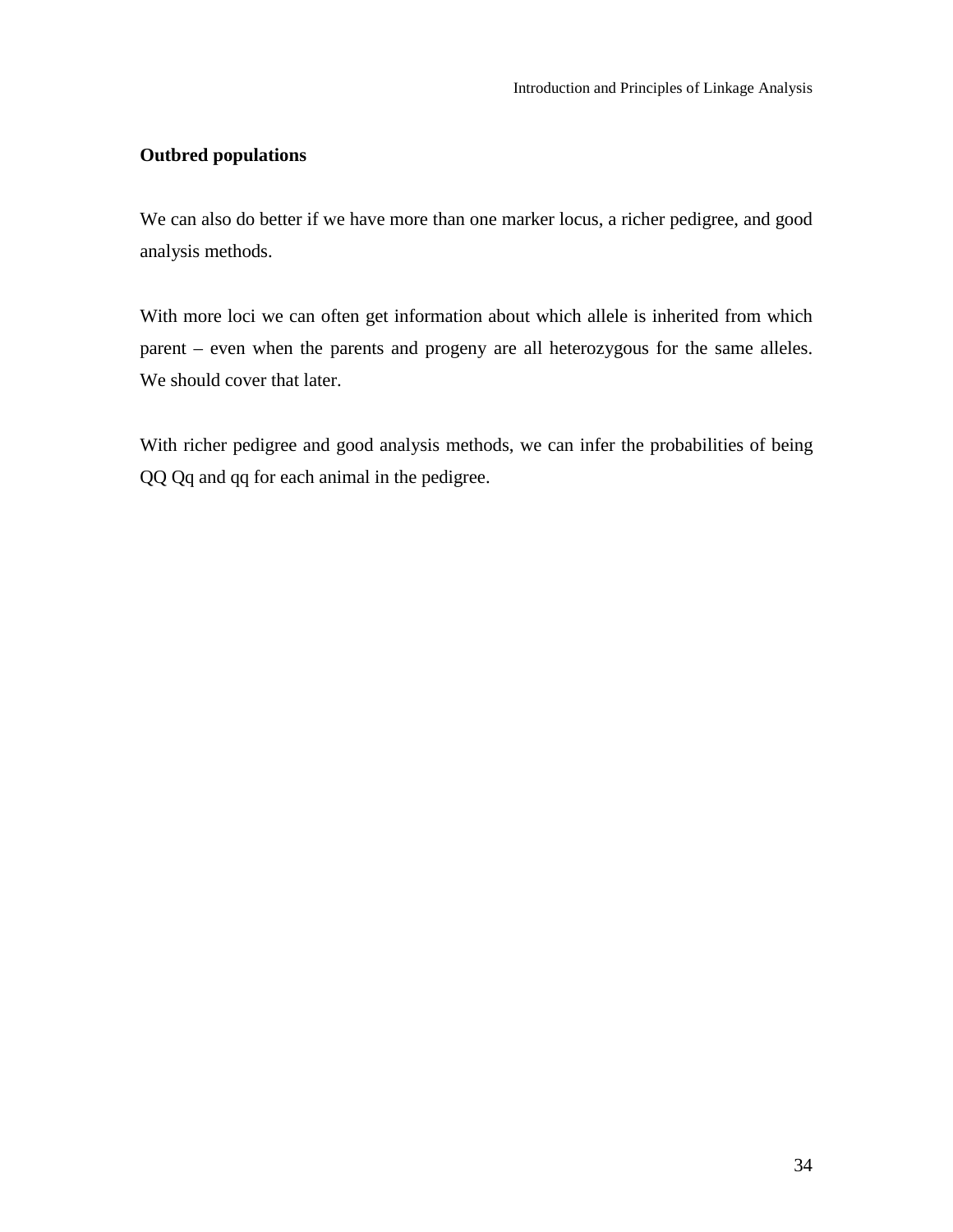**Outbred populations**

We can also do better if we have more than one marker locus, a richer pedigree, and good analysis methods.

With more loci we can often get information about which allele is inherited from which parent – even when the parents and progeny are all heterozygous for the same alleles. We should cover that later.

With richer pedigree and good analysis methods, we can infer the probabilities of being QQ Qq and qq for each animal in the pedigree.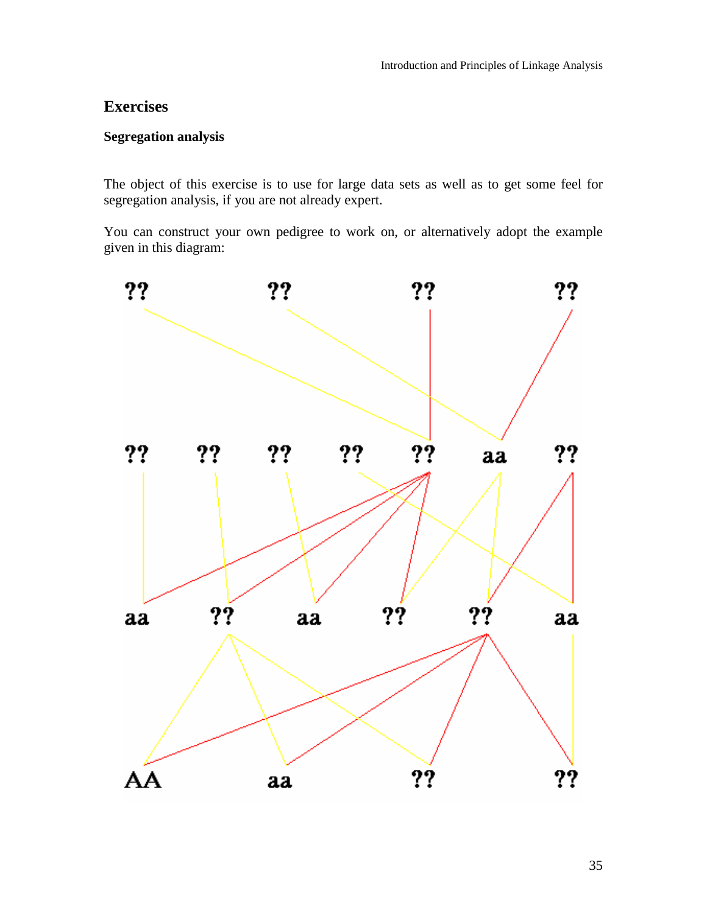## Exercises

### Segregation analysis

The object of this exercise is to use for large data sets as well as to get some feel for segregation analysis, if you are not already expert.

You can construct your own pedigree to work on, or alternatively adopt the example given in this diagram: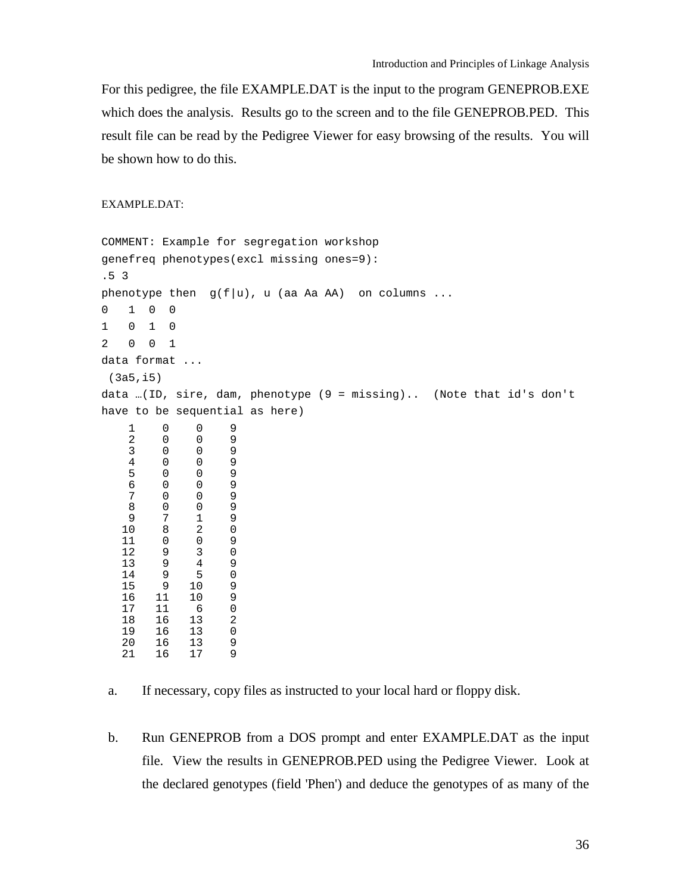For this pedigree, the file EXAMPLE.DAT is the input to the program GENEPROB.EXE which does the analysis. Results go to the screen and to the file GENEPROB.PED. This result file can be read by the Pedigree Viewer for easy browsing of the results. You will be shown how to do this.

EXAMPLE.DAT:

```
COMMENT: Example for segregation workshop
genefreq phenotypes(excl missing ones=9):
.5 3
phenotype then  g(f|u), u (aa Aa AA)  on columns ...
0   1  0  0
1   0  1  0
2   0  0  1
data format ...
 (3a5,i5)
data …(ID, sire, dam, phenotype (9 = missing)..  (Note that id's don't
have to be sequential as here)
    1    0    0    9
    2    0    0    9
    3    0    0    9
    4    0    0    9
    5    0    0    9
    6    0    0    9
    7    0    0    9
    8    0    0    9
    9    7    1    9
   10    8    2    0
   11    0    0    9
   12    9    3    0
   13    9    4    9
   14    9    5    0
   15    9   10    9
   16   11   10    9
   17   11    6    0
   18   16   13    2
   19   16   13    0
   20   16   13    9
   21   16   17    9
```

a. If necessary, copy files as instructed to your local hard or floppy disk.

b. Run GENEPROB from a DOS prompt and enter EXAMPLE.DAT as the input file. View the results in GENEPROB.PED using the Pedigree Viewer. Look at the declared genotypes (field 'Phen') and deduce the genotypes of as many of the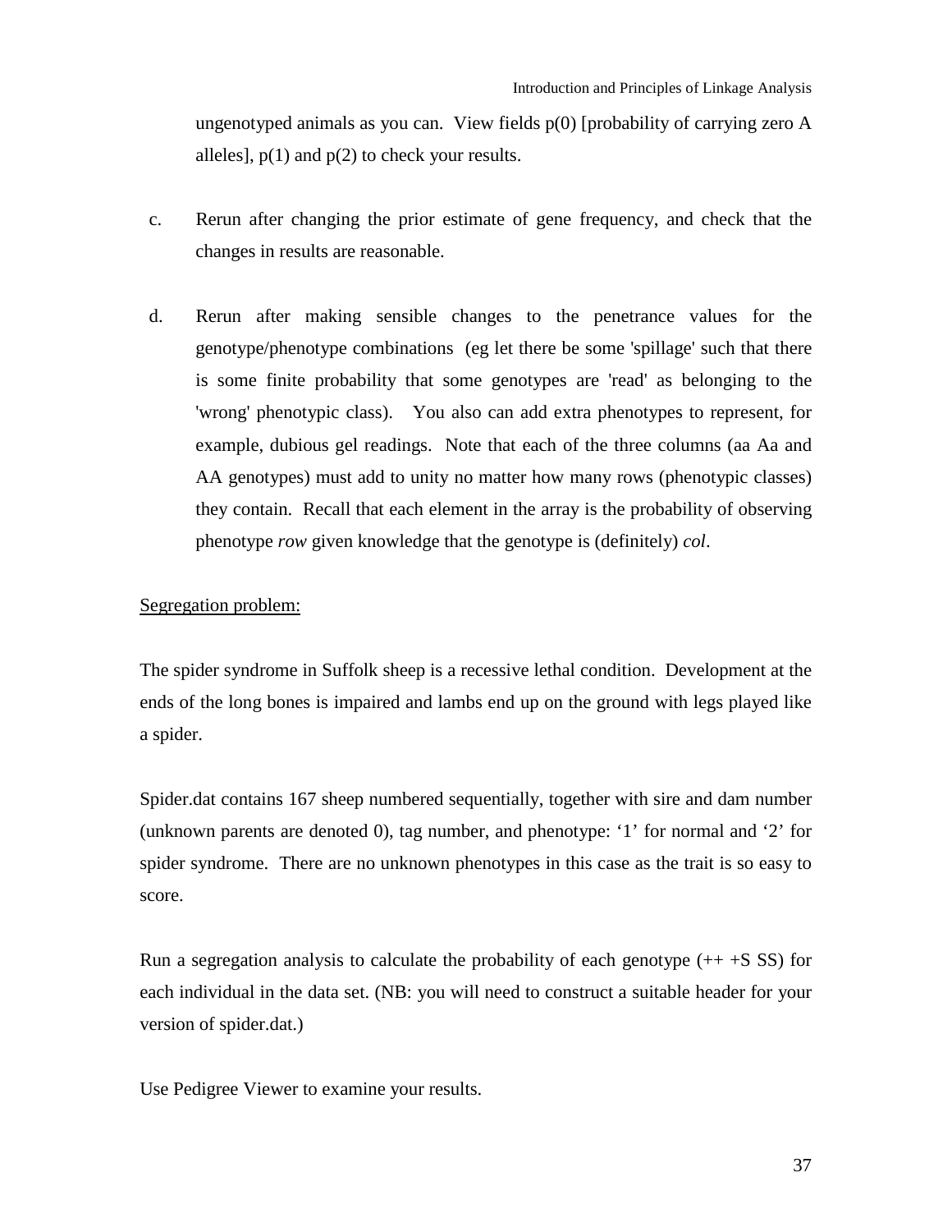ungenotyped animals as you can. View fields p(0) [probability of carrying zero A alleles], p(1) and p(2) to check your results.

c. Rerun after changing the prior estimate of gene frequency, and check that the changes in results are reasonable.

d. Rerun after making sensible changes to the penetrance values for the genotype/phenotype combinations (eg let there be some 'spillage' such that there is some finite probability that some genotypes are 'read' as belonging to the 'wrong' phenotypic class). You also can add extra phenotypes to represent, for example, dubious gel readings. Note that each of the three columns (aa Aa and AA genotypes) must add to unity no matter how many rows (phenotypic classes) they contain. Recall that each element in the array is the probability of observing phenotype *row* given knowledge that the genotype is (definitely) *col*.

Segregation problem:

The spider syndrome in Suffolk sheep is a recessive lethal condition. Development at the ends of the long bones is impaired and lambs end up on the ground with legs played like a spider.

Spider.dat contains 167 sheep numbered sequentially, together with sire and dam number (unknown parents are denoted 0), tag number, and phenotype: '1' for normal and '2' for spider syndrome. There are no unknown phenotypes in this case as the trait is so easy to score.

Run a segregation analysis to calculate the probability of each genotype (++ +S SS) for each individual in the data set. (NB: you will need to construct a suitable header for your version of spider.dat.)

Use Pedigree Viewer to examine your results.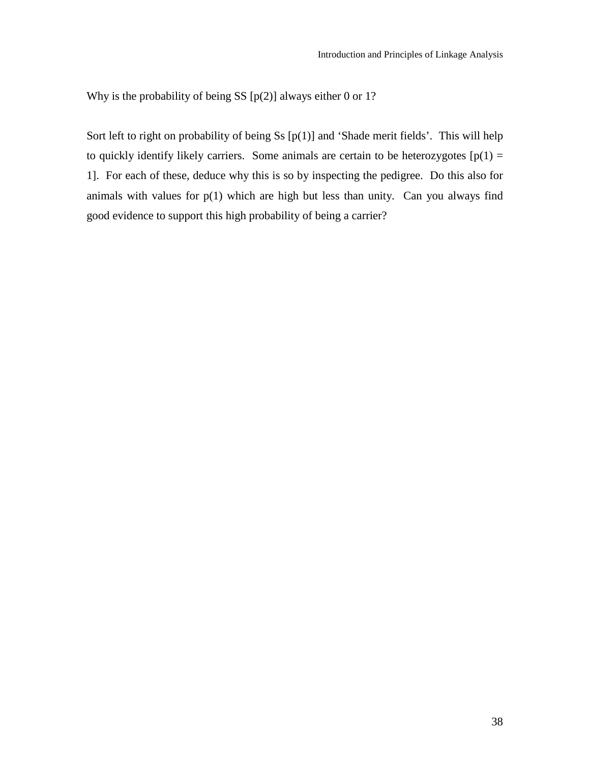Why is the probability of being SS [p(2)] always either 0 or 1?

Sort left to right on probability of being Ss [p(1)] and 'Shade merit fields'. This will help to quickly identify likely carriers. Some animals are certain to be heterozygotes [p(1) = 1]. For each of these, deduce why this is so by inspecting the pedigree. Do this also for animals with values for p(1) which are high but less than unity. Can you always find good evidence to support this high probability of being a carrier?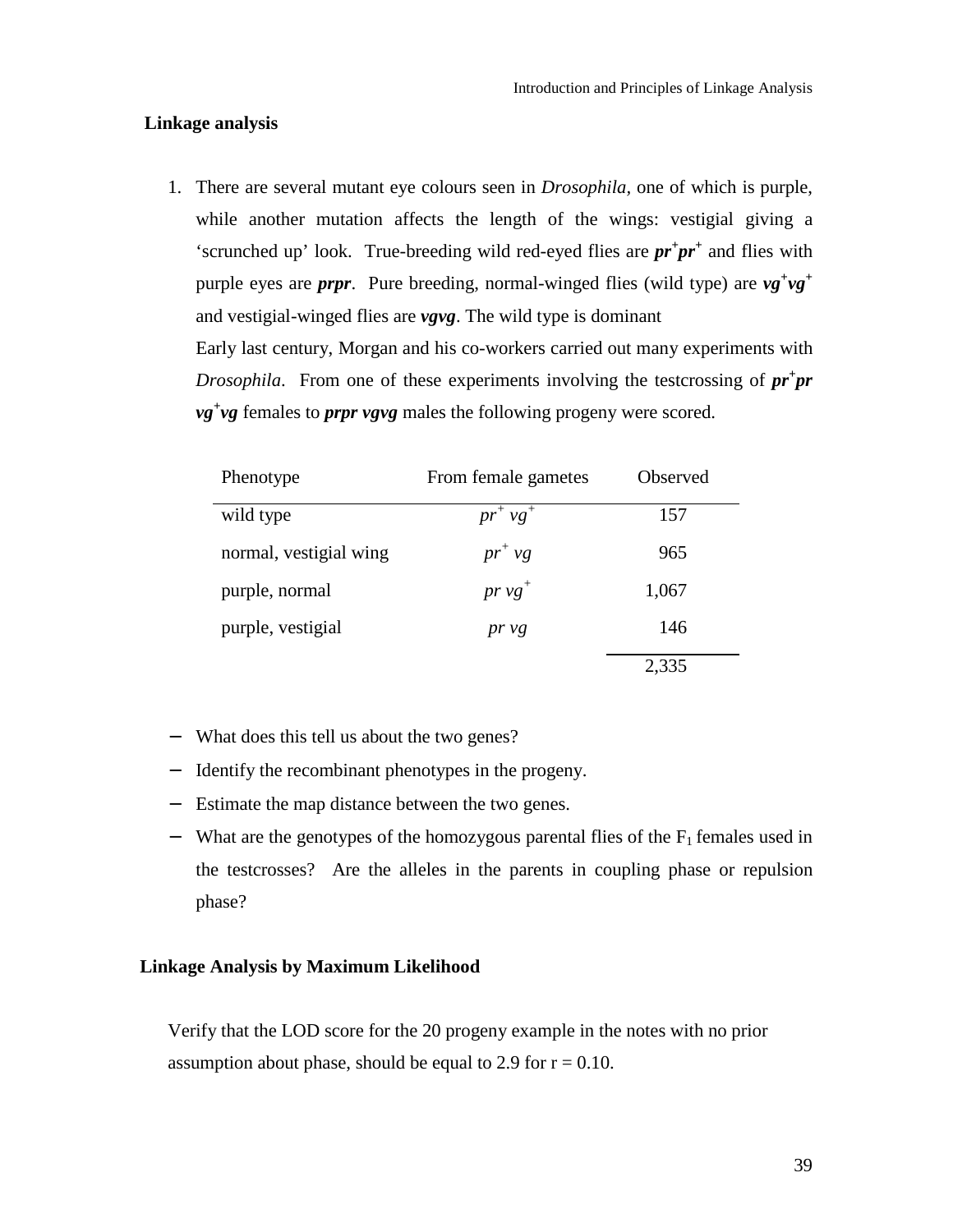## Linkage analysis

1. There are several mutant eye colours seen in *Drosophila*, one of which is purple, while another mutation affects the length of the wings: vestigial giving a 'scrunched up' look. True-breeding wild red-eyed flies are $\boldsymbol{pr^+pr^+}$ and flies with purple eyes are ***prpr***. Pure breeding, normal-winged flies (wild type) are $\boldsymbol{vg^+vg^+}$ and vestigial-winged flies are ***vgvg***. The wild type is dominant

   Early last century, Morgan and his co-workers carried out many experiments with *Drosophila*. From one of these experiments involving the testcrossing of $\boldsymbol{pr^+pr\ vg^+vg}$ females to ***prpr vgvg*** males the following progeny were scored.

   | Phenotype | From female gametes | Observed |
   |---|---|---|
   | wild type | $pr^+\ vg^+$ | 157 |
   | normal, vestigial wing | $pr^+\ vg$ | 965 |
   | purple, normal | $pr\ vg^+$ | 1,067 |
   | purple, vestigial | $pr\ vg$ | 146 |
   | | | 2,335 |

- What does this tell us about the two genes?
- Identify the recombinant phenotypes in the progeny.
- Estimate the map distance between the two genes.
- What are the genotypes of the homozygous parental flies of the $F_1$ females used in the testcrosses? Are the alleles in the parents in coupling phase or repulsion phase?

## Linkage Analysis by Maximum Likelihood

Verify that the LOD score for the 20 progeny example in the notes with no prior assumption about phase, should be equal to 2.9 for $r = 0.10$.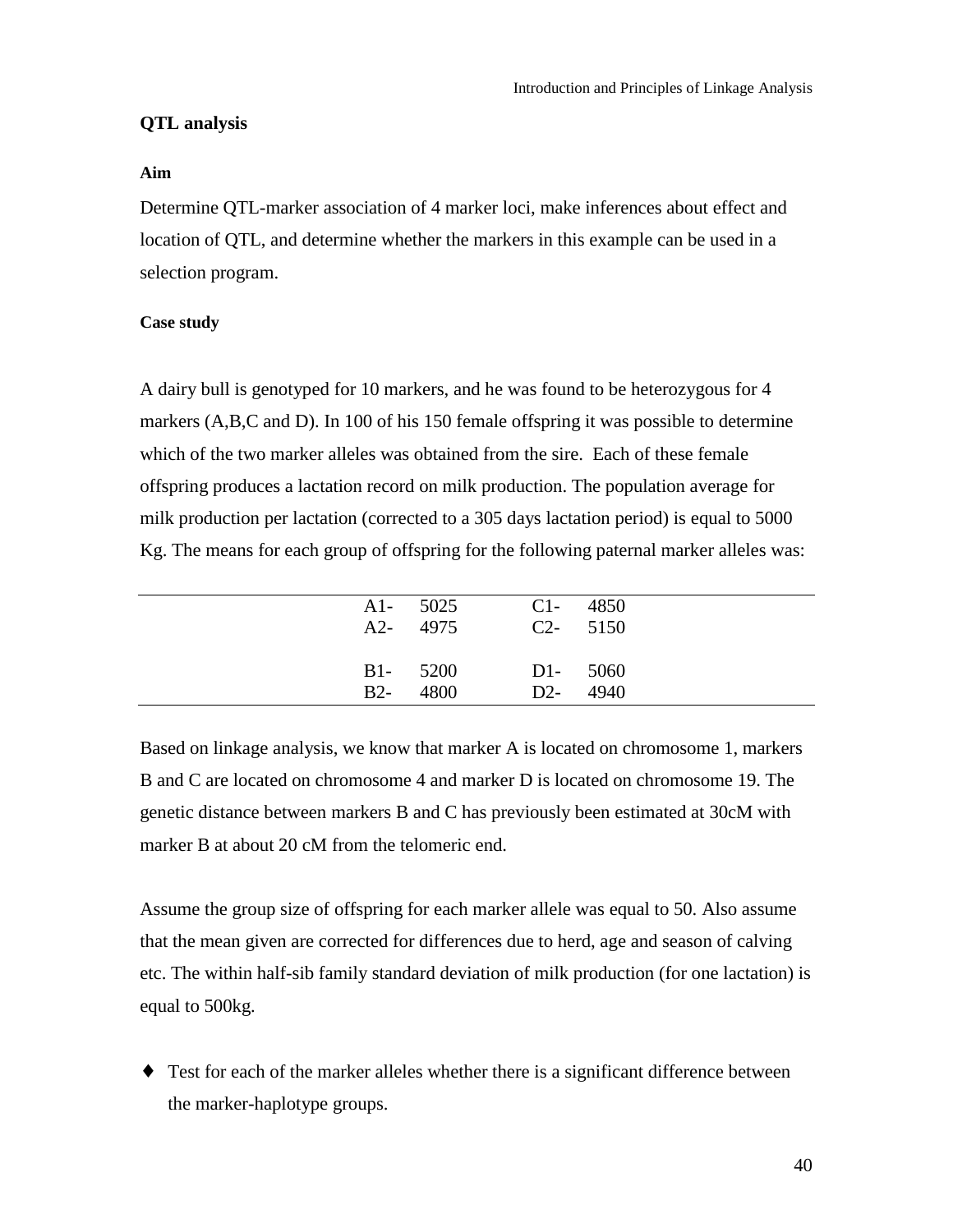## QTL analysis

### Aim

Determine QTL-marker association of 4 marker loci, make inferences about effect and location of QTL, and determine whether the markers in this example can be used in a selection program.

### Case study

A dairy bull is genotyped for 10 markers, and he was found to be heterozygous for 4 markers (A,B,C and D). In 100 of his 150 female offspring it was possible to determine which of the two marker alleles was obtained from the sire. Each of these female offspring produces a lactation record on milk production. The population average for milk production per lactation (corrected to a 305 days lactation period) is equal to 5000 Kg. The means for each group of offspring for the following paternal marker alleles was:

| | | | |
|---|---|---|---|
| A1- | 5025 | C1- | 4850 |
| A2- | 4975 | C2- | 5150 |
| B1- | 5200 | D1- | 5060 |
| B2- | 4800 | D2- | 4940 |

Based on linkage analysis, we know that marker A is located on chromosome 1, markers B and C are located on chromosome 4 and marker D is located on chromosome 19. The genetic distance between markers B and C has previously been estimated at 30cM with marker B at about 20 cM from the telomeric end.

Assume the group size of offspring for each marker allele was equal to 50. Also assume that the mean given are corrected for differences due to herd, age and season of calving etc. The within half-sib family standard deviation of milk production (for one lactation) is equal to 500kg.

- Test for each of the marker alleles whether there is a significant difference between the marker-haplotype groups.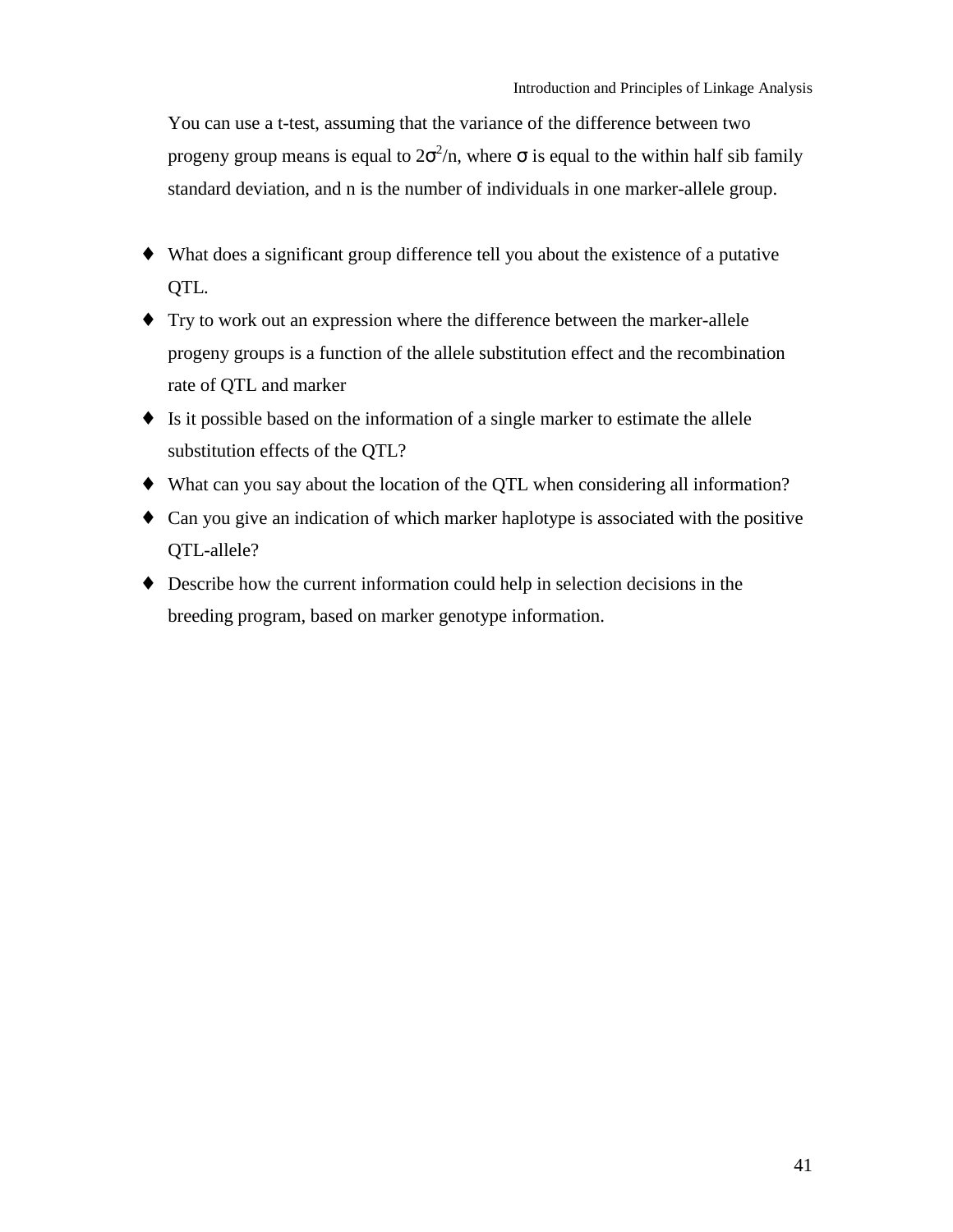You can use a t-test, assuming that the variance of the difference between two progeny group means is equal to $2\sigma^2/n$, where $\sigma$ is equal to the within half sib family standard deviation, and n is the number of individuals in one marker-allele group.

- What does a significant group difference tell you about the existence of a putative QTL.
- Try to work out an expression where the difference between the marker-allele progeny groups is a function of the allele substitution effect and the recombination rate of QTL and marker
- Is it possible based on the information of a single marker to estimate the allele substitution effects of the QTL?
- What can you say about the location of the QTL when considering all information?
- Can you give an indication of which marker haplotype is associated with the positive QTL-allele?
- Describe how the current information could help in selection decisions in the breeding program, based on marker genotype information.